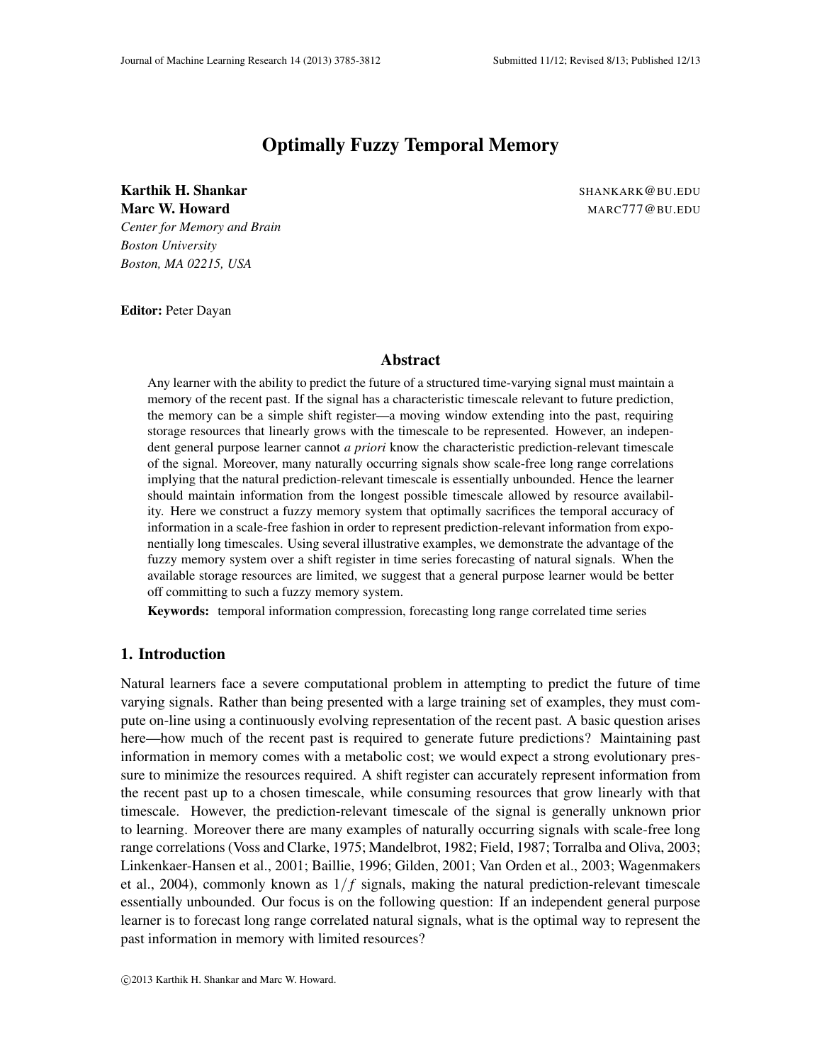# Optimally Fuzzy Temporal Memory

**Karthik H. Shankar** SHANKARK@BU.EDU
**Marc W. Howard** MARC777@BU.EDU
*Center for Memory and Brain*
*Boston University*
*Boston, MA 02215, USA*

**Editor:** Peter Dayan

## Abstract

Any learner with the ability to predict the future of a structured time-varying signal must maintain a memory of the recent past. If the signal has a characteristic timescale relevant to future prediction, the memory can be a simple shift register—a moving window extending into the past, requiring storage resources that linearly grows with the timescale to be represented. However, an independent general purpose learner cannot *a priori* know the characteristic prediction-relevant timescale of the signal. Moreover, many naturally occurring signals show scale-free long range correlations implying that the natural prediction-relevant timescale is essentially unbounded. Hence the learner should maintain information from the longest possible timescale allowed by resource availability. Here we construct a fuzzy memory system that optimally sacrifices the temporal accuracy of information in a scale-free fashion in order to represent prediction-relevant information from exponentially long timescales. Using several illustrative examples, we demonstrate the advantage of the fuzzy memory system over a shift register in time series forecasting of natural signals. When the available storage resources are limited, we suggest that a general purpose learner would be better off committing to such a fuzzy memory system.

**Keywords:** temporal information compression, forecasting long range correlated time series

## 1. Introduction

Natural learners face a severe computational problem in attempting to predict the future of time varying signals. Rather than being presented with a large training set of examples, they must compute on-line using a continuously evolving representation of the recent past. A basic question arises here—how much of the recent past is required to generate future predictions? Maintaining past information in memory comes with a metabolic cost; we would expect a strong evolutionary pressure to minimize the resources required. A shift register can accurately represent information from the recent past up to a chosen timescale, while consuming resources that grow linearly with that timescale. However, the prediction-relevant timescale of the signal is generally unknown prior to learning. Moreover there are many examples of naturally occurring signals with scale-free long range correlations (Voss and Clarke, 1975; Mandelbrot, 1982; Field, 1987; Torralba and Oliva, 2003; Linkenkaer-Hansen et al., 2001; Baillie, 1996; Gilden, 2001; Van Orden et al., 2003; Wagenmakers et al., 2004), commonly known as $1/f$ signals, making the natural prediction-relevant timescale essentially unbounded. Our focus is on the following question: If an independent general purpose learner is to forecast long range correlated natural signals, what is the optimal way to represent the past information in memory with limited resources?

©2013 Karthik H. Shankar and Marc W. Howard.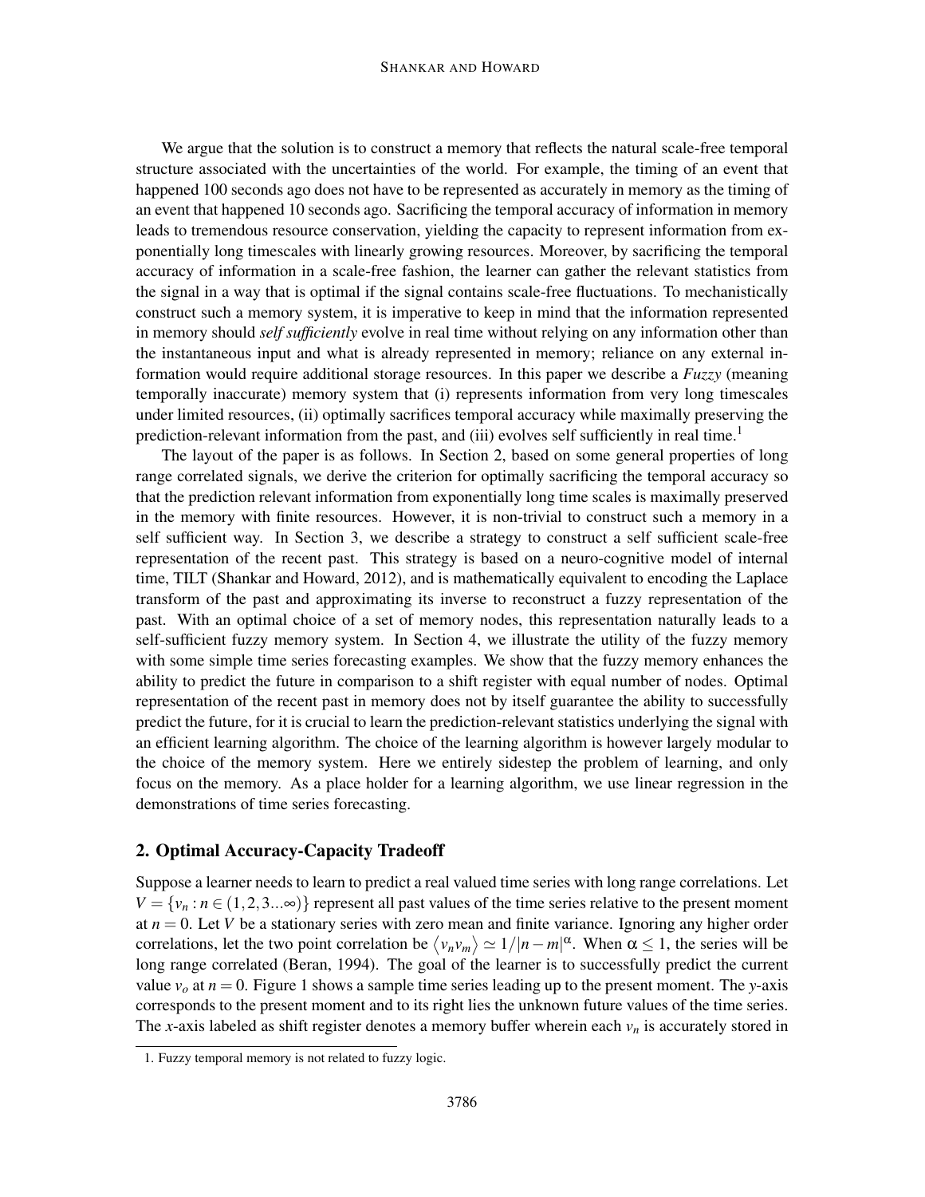We argue that the solution is to construct a memory that reflects the natural scale-free temporal structure associated with the uncertainties of the world. For example, the timing of an event that happened 100 seconds ago does not have to be represented as accurately in memory as the timing of an event that happened 10 seconds ago. Sacrificing the temporal accuracy of information in memory leads to tremendous resource conservation, yielding the capacity to represent information from exponentially long timescales with linearly growing resources. Moreover, by sacrificing the temporal accuracy of information in a scale-free fashion, the learner can gather the relevant statistics from the signal in a way that is optimal if the signal contains scale-free fluctuations. To mechanistically construct such a memory system, it is imperative to keep in mind that the information represented in memory should *self sufficiently* evolve in real time without relying on any information other than the instantaneous input and what is already represented in memory; reliance on any external information would require additional storage resources. In this paper we describe a *Fuzzy* (meaning temporally inaccurate) memory system that (i) represents information from very long timescales under limited resources, (ii) optimally sacrifices temporal accuracy while maximally preserving the prediction-relevant information from the past, and (iii) evolves self sufficiently in real time.[1]

The layout of the paper is as follows. In Section 2, based on some general properties of long range correlated signals, we derive the criterion for optimally sacrificing the temporal accuracy so that the prediction relevant information from exponentially long time scales is maximally preserved in the memory with finite resources. However, it is non-trivial to construct such a memory in a self sufficient way. In Section 3, we describe a strategy to construct a self sufficient scale-free representation of the recent past. This strategy is based on a neuro-cognitive model of internal time, TILT (Shankar and Howard, 2012), and is mathematically equivalent to encoding the Laplace transform of the past and approximating its inverse to reconstruct a fuzzy representation of the past. With an optimal choice of a set of memory nodes, this representation naturally leads to a self-sufficient fuzzy memory system. In Section 4, we illustrate the utility of the fuzzy memory with some simple time series forecasting examples. We show that the fuzzy memory enhances the ability to predict the future in comparison to a shift register with equal number of nodes. Optimal representation of the recent past in memory does not by itself guarantee the ability to successfully predict the future, for it is crucial to learn the prediction-relevant statistics underlying the signal with an efficient learning algorithm. The choice of the learning algorithm is however largely modular to the choice of the memory system. Here we entirely sidestep the problem of learning, and only focus on the memory. As a place holder for a learning algorithm, we use linear regression in the demonstrations of time series forecasting.

## 2. Optimal Accuracy-Capacity Tradeoff

Suppose a learner needs to learn to predict a real valued time series with long range correlations. Let $V = \{v_n : n \in (1, 2, 3...\infty)\}$ represent all past values of the time series relative to the present moment at $n = 0$. Let $V$ be a stationary series with zero mean and finite variance. Ignoring any higher order correlations, let the two point correlation be $\langle v_n v_m \rangle \simeq 1/|n-m|^{\alpha}$. When $\alpha \leq 1$, the series will be long range correlated (Beran, 1994). The goal of the learner is to successfully predict the current value $v_o$ at $n = 0$. Figure 1 shows a sample time series leading up to the present moment. The $y$-axis corresponds to the present moment and to its right lies the unknown future values of the time series. The $x$-axis labeled as shift register denotes a memory buffer wherein each $v_n$ is accurately stored in

[1] Fuzzy temporal memory is not related to fuzzy logic.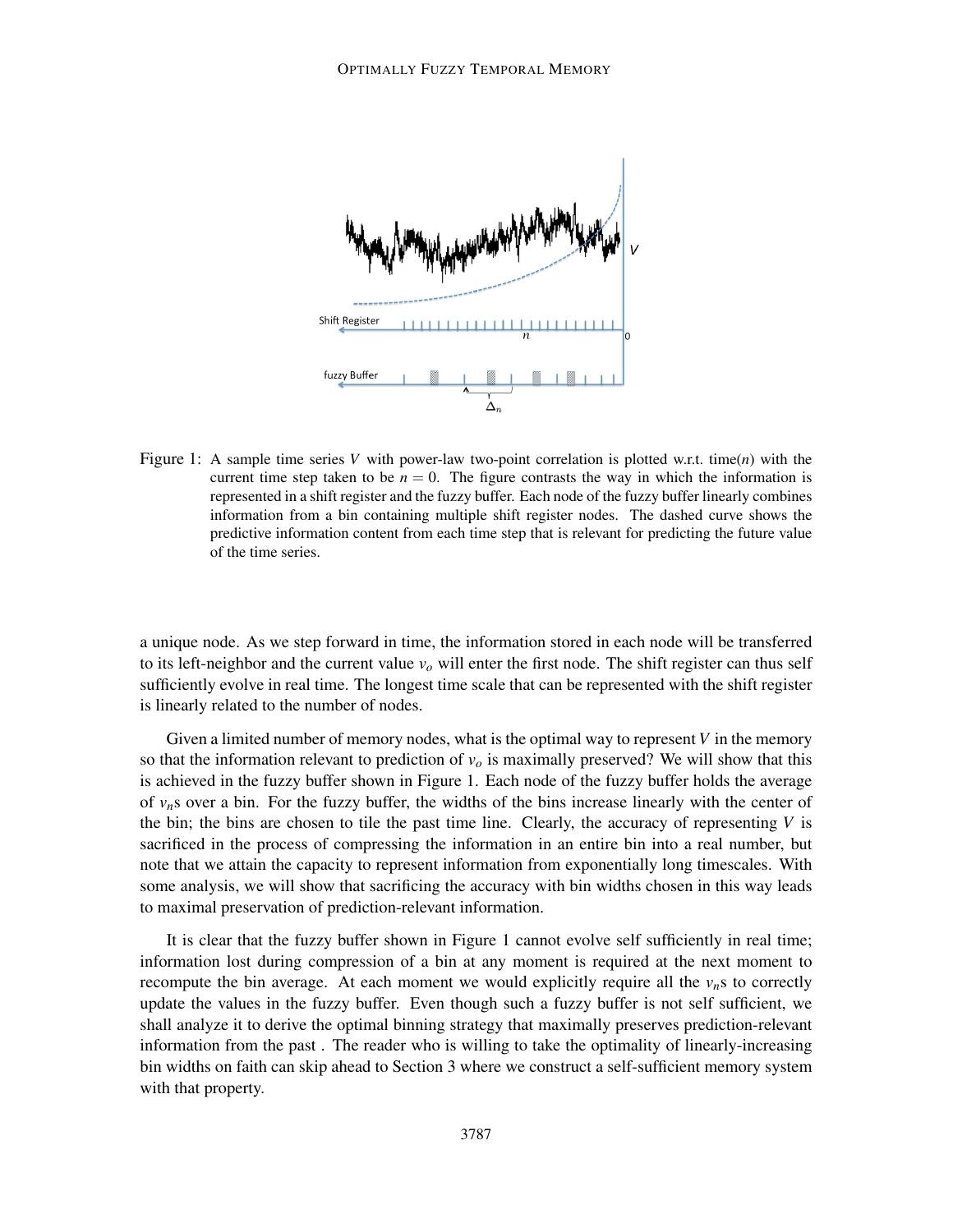Figure 1: A sample time series $V$ with power-law two-point correlation is plotted w.r.t. time($n$) with the current time step taken to be $n = 0$. The figure contrasts the way in which the information is represented in a shift register and the fuzzy buffer. Each node of the fuzzy buffer linearly combines information from a bin containing multiple shift register nodes. The dashed curve shows the predictive information content from each time step that is relevant for predicting the future value of the time series.

a unique node. As we step forward in time, the information stored in each node will be transferred to its left-neighbor and the current value $v_o$ will enter the first node. The shift register can thus self sufficiently evolve in real time. The longest time scale that can be represented with the shift register is linearly related to the number of nodes.

Given a limited number of memory nodes, what is the optimal way to represent $V$ in the memory so that the information relevant to prediction of $v_o$ is maximally preserved? We will show that this is achieved in the fuzzy buffer shown in Figure 1. Each node of the fuzzy buffer holds the average of $v_n$s over a bin. For the fuzzy buffer, the widths of the bins increase linearly with the center of the bin; the bins are chosen to tile the past time line. Clearly, the accuracy of representing $V$ is sacrificed in the process of compressing the information in an entire bin into a real number, but note that we attain the capacity to represent information from exponentially long timescales. With some analysis, we will show that sacrificing the accuracy with bin widths chosen in this way leads to maximal preservation of prediction-relevant information.

It is clear that the fuzzy buffer shown in Figure 1 cannot evolve self sufficiently in real time; information lost during compression of a bin at any moment is required at the next moment to recompute the bin average. At each moment we would explicitly require all the $v_n$s to correctly update the values in the fuzzy buffer. Even though such a fuzzy buffer is not self sufficient, we shall analyze it to derive the optimal binning strategy that maximally preserves prediction-relevant information from the past . The reader who is willing to take the optimality of linearly-increasing bin widths on faith can skip ahead to Section 3 where we construct a self-sufficient memory system with that property.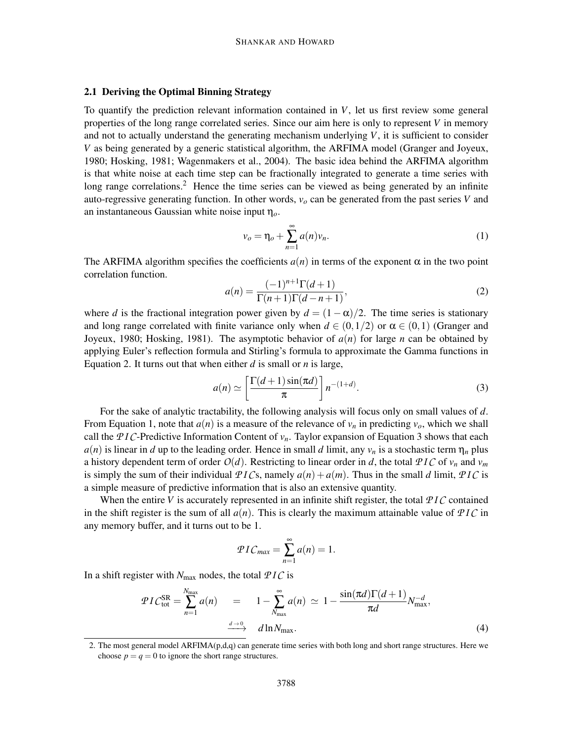### 2.1 Deriving the Optimal Binning Strategy

To quantify the prediction relevant information contained in $V$, let us first review some general properties of the long range correlated series. Since our aim here is only to represent $V$ in memory and not to actually understand the generating mechanism underlying $V$, it is sufficient to consider $V$ as being generated by a generic statistical algorithm, the ARFIMA model (Granger and Joyeux, 1980; Hosking, 1981; Wagenmakers et al., 2004). The basic idea behind the ARFIMA algorithm is that white noise at each time step can be fractionally integrated to generate a time series with long range correlations.[2] Hence the time series can be viewed as being generated by an infinite auto-regressive generating function. In other words, $v_o$ can be generated from the past series $V$ and an instantaneous Gaussian white noise input $\eta_o$.

$$v_o = \eta_o + \sum_{n=1}^{\infty} a(n) v_n. \tag{1}$$

The ARFIMA algorithm specifies the coefficients $a(n)$ in terms of the exponent $\alpha$ in the two point correlation function.

$$a(n) = \frac{(-1)^{n+1}\Gamma(d+1)}{\Gamma(n+1)\Gamma(d-n+1)}, \tag{2}$$

where $d$ is the fractional integration power given by $d = (1-\alpha)/2$. The time series is stationary and long range correlated with finite variance only when $d \in (0, 1/2)$ or $\alpha \in (0,1)$ (Granger and Joyeux, 1980; Hosking, 1981). The asymptotic behavior of $a(n)$ for large $n$ can be obtained by applying Euler's reflection formula and Stirling's formula to approximate the Gamma functions in Equation 2. It turns out that when either $d$ is small or $n$ is large,

$$a(n) \simeq \left[\frac{\Gamma(d+1)\sin(\pi d)}{\pi}\right] n^{-(1+d)}. \tag{3}$$

For the sake of analytic tractability, the following analysis will focus only on small values of $d$. From Equation 1, note that $a(n)$ is a measure of the relevance of $v_n$ in predicting $v_o$, which we shall call the $\mathcal{PIC}$-Predictive Information Content of $v_n$. Taylor expansion of Equation 3 shows that each $a(n)$ is linear in $d$ up to the leading order. Hence in small $d$ limit, any $v_n$ is a stochastic term $\eta_n$ plus a history dependent term of order $O(d)$. Restricting to linear order in $d$, the total $\mathcal{PIC}$ of $v_n$ and $v_m$ is simply the sum of their individual $\mathcal{PIC}$s, namely $a(n) + a(m)$. Thus in the small $d$ limit, $\mathcal{PIC}$ is a simple measure of predictive information that is also an extensive quantity.

When the entire $V$ is accurately represented in an infinite shift register, the total $\mathcal{PIC}$ contained in the shift register is the sum of all $a(n)$. This is clearly the maximum attainable value of $\mathcal{PIC}$ in any memory buffer, and it turns out to be 1.

$$\mathcal{PIC}_{max} = \sum_{n=1}^{\infty} a(n) = 1.$$

In a shift register with $N_{\max}$ nodes, the total $\mathcal{PIC}$ is

$$\mathcal{PIC}^{\text{SR}}_{\text{tot}} = \sum_{n=1}^{N_{\max}} a(n) \quad = \quad 1 - \sum_{N_{\max}}^{\infty} a(n) \simeq 1 - \frac{\sin(\pi d)\Gamma(d+1)}{\pi d} N_{\max}^{-d},$$
$$\xrightarrow{d \to 0} \quad d \ln N_{\max}. \tag{4}$$

---

2. The most general model ARFIMA(p,d,q) can generate time series with both long and short range structures. Here we choose $p = q = 0$ to ignore the short range structures.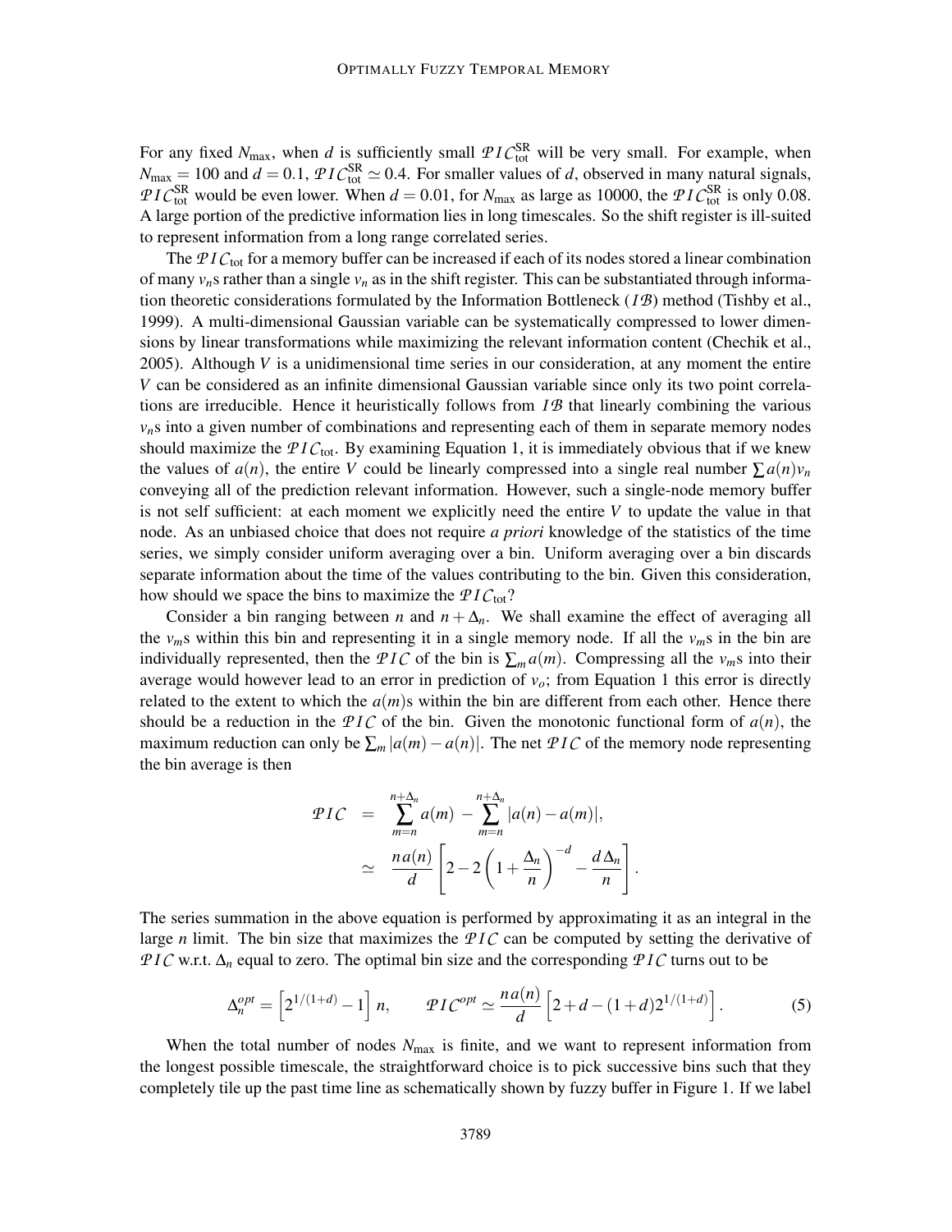For any fixed $N_{\max}$, when $d$ is sufficiently small $\mathcal{PIC}_{\text{tot}}^{\text{SR}}$ will be very small. For example, when $N_{\max} = 100$ and $d = 0.1$, $\mathcal{PIC}_{\text{tot}}^{\text{SR}} \simeq 0.4$. For smaller values of $d$, observed in many natural signals, $\mathcal{PIC}_{\text{tot}}^{\text{SR}}$ would be even lower. When $d = 0.01$, for $N_{\max}$ as large as 10000, the $\mathcal{PIC}_{\text{tot}}^{\text{SR}}$ is only 0.08. A large portion of the predictive information lies in long timescales. So the shift register is ill-suited to represent information from a long range correlated series.

The $\mathcal{PIC}_{\text{tot}}$ for a memory buffer can be increased if each of its nodes stored a linear combination of many $v_n$s rather than a single $v_n$ as in the shift register. This can be substantiated through information theoretic considerations formulated by the Information Bottleneck ($\mathcal{IB}$) method (Tishby et al., 1999). A multi-dimensional Gaussian variable can be systematically compressed to lower dimensions by linear transformations while maximizing the relevant information content (Chechik et al., 2005). Although $V$ is a unidimensional time series in our consideration, at any moment the entire $V$ can be considered as an infinite dimensional Gaussian variable since only its two point correlations are irreducible. Hence it heuristically follows from $\mathcal{IB}$ that linearly combining the various $v_n$s into a given number of combinations and representing each of them in separate memory nodes should maximize the $\mathcal{PIC}_{\text{tot}}$. By examining Equation 1, it is immediately obvious that if we knew the values of $a(n)$, the entire $V$ could be linearly compressed into a single real number $\sum a(n)v_n$ conveying all of the prediction relevant information. However, such a single-node memory buffer is not self sufficient: at each moment we explicitly need the entire $V$ to update the value in that node. As an unbiased choice that does not require *a priori* knowledge of the statistics of the time series, we simply consider uniform averaging over a bin. Uniform averaging over a bin discards separate information about the time of the values contributing to the bin. Given this consideration, how should we space the bins to maximize the $\mathcal{PIC}_{\text{tot}}$?

Consider a bin ranging between $n$ and $n + \Delta_n$. We shall examine the effect of averaging all the $v_m$s within this bin and representing it in a single memory node. If all the $v_m$s in the bin are individually represented, then the $\mathcal{PIC}$ of the bin is $\sum_m a(m)$. Compressing all the $v_m$s into their average would however lead to an error in prediction of $v_o$; from Equation 1 this error is directly related to the extent to which the $a(m)$s within the bin are different from each other. Hence there should be a reduction in the $\mathcal{PIC}$ of the bin. Given the monotonic functional form of $a(n)$, the maximum reduction can only be $\sum_m |a(m) - a(n)|$. The net $\mathcal{PIC}$ of the memory node representing the bin average is then

$$
\begin{aligned}
\mathcal{PIC} &= \sum_{m=n}^{n+\Delta_n} a(m) - \sum_{m=n}^{n+\Delta_n} |a(n) - a(m)|, \\
&\simeq \frac{n\,a(n)}{d}\left[2 - 2\left(1 + \frac{\Delta_n}{n}\right)^{-d} - \frac{d\,\Delta_n}{n}\right].
\end{aligned}
$$

The series summation in the above equation is performed by approximating it as an integral in the large $n$ limit. The bin size that maximizes the $\mathcal{PIC}$ can be computed by setting the derivative of $\mathcal{PIC}$ w.r.t. $\Delta_n$ equal to zero. The optimal bin size and the corresponding $\mathcal{PIC}$ turns out to be

$$
\Delta_n^{opt} = \left[2^{1/(1+d)} - 1\right] n, \qquad \mathcal{PIC}^{opt} \simeq \frac{n\,a(n)}{d}\left[2 + d - (1+d)2^{1/(1+d)}\right]. \tag{5}
$$

When the total number of nodes $N_{\max}$ is finite, and we want to represent information from the longest possible timescale, the straightforward choice is to pick successive bins such that they completely tile up the past time line as schematically shown by fuzzy buffer in Figure 1. If we label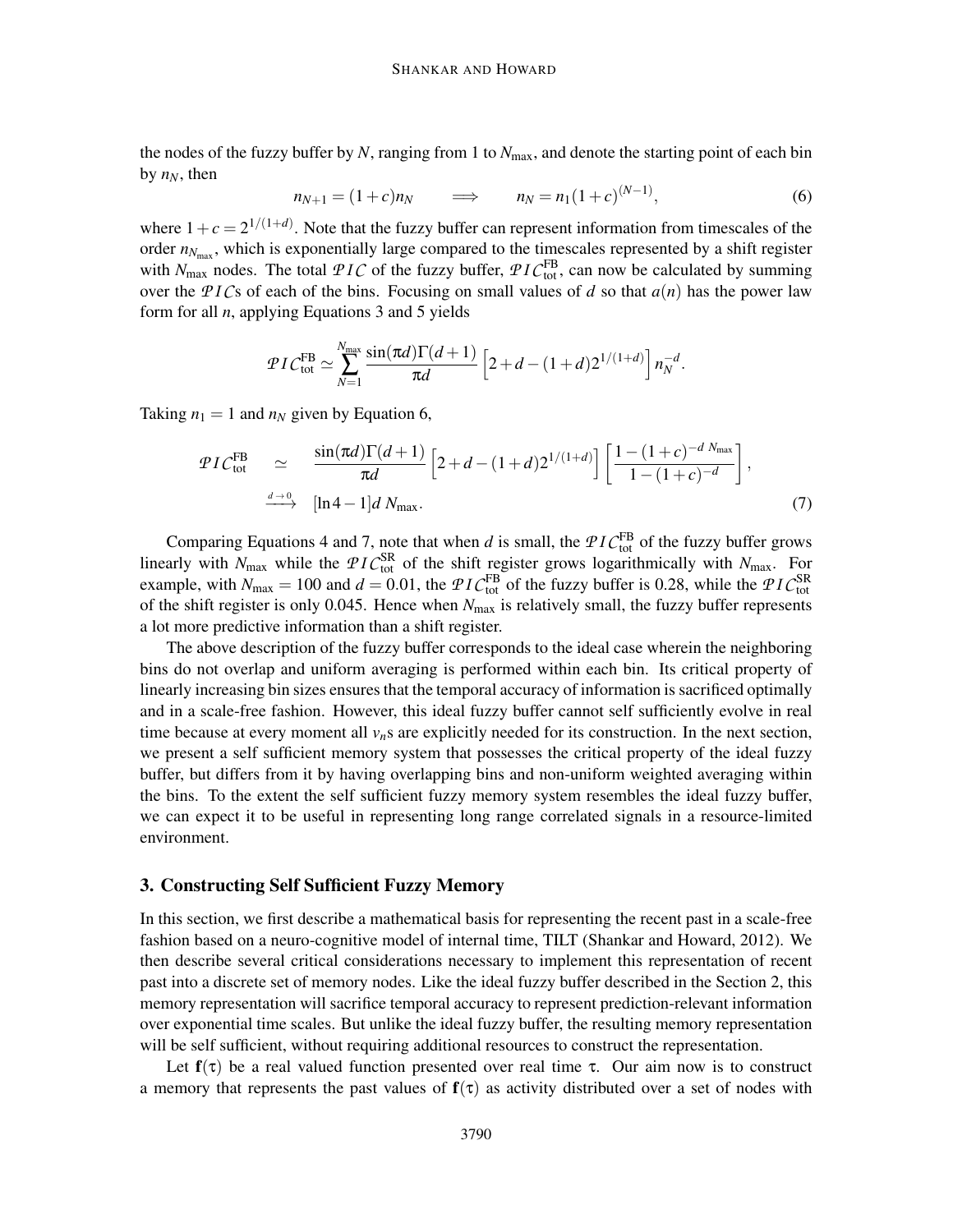the nodes of the fuzzy buffer by $N$, ranging from 1 to $N_{\max}$, and denote the starting point of each bin by $n_N$, then

$$n_{N+1} = (1+c)n_N \qquad \Longrightarrow \qquad n_N = n_1(1+c)^{(N-1)}, \tag{6}$$

where $1+c = 2^{1/(1+d)}$. Note that the fuzzy buffer can represent information from timescales of the order $n_{N_{\max}}$, which is exponentially large compared to the timescales represented by a shift register with $N_{\max}$ nodes. The total $\mathcal{PIC}$ of the fuzzy buffer, $\mathcal{PIC}_{\text{tot}}^{\text{FB}}$, can now be calculated by summing over the $\mathcal{PIC}$s of each of the bins. Focusing on small values of $d$ so that $a(n)$ has the power law form for all $n$, applying Equations 3 and 5 yields

$$\mathcal{PIC}_{\text{tot}}^{\text{FB}} \simeq \sum_{N=1}^{N_{\max}} \frac{\sin(\pi d)\Gamma(d+1)}{\pi d}\left[2+d-(1+d)2^{1/(1+d)}\right] n_N^{-d}.$$

Taking $n_1 = 1$ and $n_N$ given by Equation 6,

$$\begin{aligned}
\mathcal{PIC}_{\text{tot}}^{\text{FB}} \quad &\simeq \quad \frac{\sin(\pi d)\Gamma(d+1)}{\pi d}\left[2+d-(1+d)2^{1/(1+d)}\right]\left[\frac{1-(1+c)^{-d\, N_{\max}}}{1-(1+c)^{-d}}\right], \\
&\xrightarrow{d\to 0} \quad [\ln 4 - 1]d\, N_{\max}.
\end{aligned} \tag{7}$$

Comparing Equations 4 and 7, note that when $d$ is small, the $\mathcal{PIC}_{\text{tot}}^{\text{FB}}$ of the fuzzy buffer grows linearly with $N_{\max}$ while the $\mathcal{PIC}_{\text{tot}}^{\text{SR}}$ of the shift register grows logarithmically with $N_{\max}$. For example, with $N_{\max} = 100$ and $d = 0.01$, the $\mathcal{PIC}_{\text{tot}}^{\text{FB}}$ of the fuzzy buffer is 0.28, while the $\mathcal{PIC}_{\text{tot}}^{\text{SR}}$ of the shift register is only 0.045. Hence when $N_{\max}$ is relatively small, the fuzzy buffer represents a lot more predictive information than a shift register.

The above description of the fuzzy buffer corresponds to the ideal case wherein the neighboring bins do not overlap and uniform averaging is performed within each bin. Its critical property of linearly increasing bin sizes ensures that the temporal accuracy of information is sacrificed optimally and in a scale-free fashion. However, this ideal fuzzy buffer cannot self sufficiently evolve in real time because at every moment all $v_n$s are explicitly needed for its construction. In the next section, we present a self sufficient memory system that possesses the critical property of the ideal fuzzy buffer, but differs from it by having overlapping bins and non-uniform weighted averaging within the bins. To the extent the self sufficient fuzzy memory system resembles the ideal fuzzy buffer, we can expect it to be useful in representing long range correlated signals in a resource-limited environment.

## 3. Constructing Self Sufficient Fuzzy Memory

In this section, we first describe a mathematical basis for representing the recent past in a scale-free fashion based on a neuro-cognitive model of internal time, TILT (Shankar and Howard, 2012). We then describe several critical considerations necessary to implement this representation of recent past into a discrete set of memory nodes. Like the ideal fuzzy buffer described in the Section 2, this memory representation will sacrifice temporal accuracy to represent prediction-relevant information over exponential time scales. But unlike the ideal fuzzy buffer, the resulting memory representation will be self sufficient, without requiring additional resources to construct the representation.

Let $\mathbf{f}(\tau)$ be a real valued function presented over real time $\tau$. Our aim now is to construct a memory that represents the past values of $\mathbf{f}(\tau)$ as activity distributed over a set of nodes with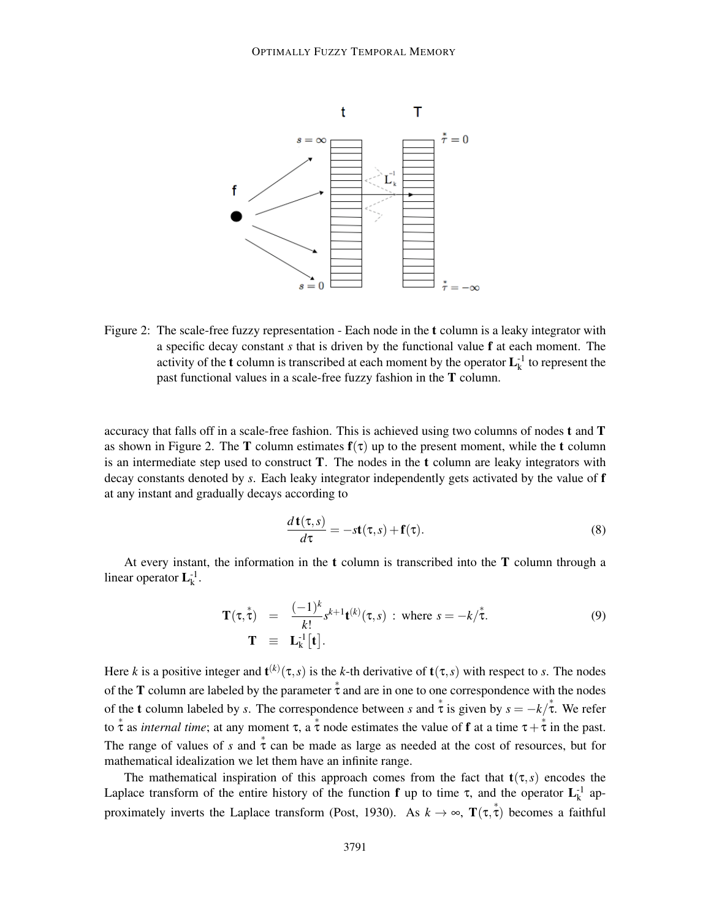Figure 2: The scale-free fuzzy representation - Each node in the **t** column is a leaky integrator with a specific decay constant $s$ that is driven by the functional value **f** at each moment. The activity of the **t** column is transcribed at each moment by the operator $\mathbf{L}_k^{-1}$ to represent the past functional values in a scale-free fuzzy fashion in the **T** column.

accuracy that falls off in a scale-free fashion. This is achieved using two columns of nodes **t** and **T** as shown in Figure 2. The **T** column estimates $\mathbf{f}(\tau)$ up to the present moment, while the **t** column is an intermediate step used to construct **T**. The nodes in the **t** column are leaky integrators with decay constants denoted by $s$. Each leaky integrator independently gets activated by the value of **f** at any instant and gradually decays according to

$$\frac{d\,\mathbf{t}(\tau,s)}{d\tau} = -s\mathbf{t}(\tau,s) + \mathbf{f}(\tau). \tag{8}$$

At every instant, the information in the **t** column is transcribed into the **T** column through a linear operator $\mathbf{L}_k^{-1}$.

$$\begin{aligned} \mathbf{T}(\tau,\overset{*}{\tau}) &= \frac{(-1)^k}{k!} s^{k+1} \mathbf{t}^{(k)}(\tau,s) \; : \; \text{where } s = -k/\overset{*}{\tau}. \\ \mathbf{T} &\equiv \mathbf{L}_k^{-1}\big[\mathbf{t}\big]. \end{aligned} \tag{9}$$

Here $k$ is a positive integer and $\mathbf{t}^{(k)}(\tau,s)$ is the $k$-th derivative of $\mathbf{t}(\tau,s)$ with respect to $s$. The nodes of the **T** column are labeled by the parameter $\overset{*}{\tau}$ and are in one to one correspondence with the nodes of the **t** column labeled by $s$. The correspondence between $s$ and $\overset{*}{\tau}$ is given by $s = -k/\overset{*}{\tau}$. We refer to $\overset{*}{\tau}$ as *internal time*; at any moment $\tau$, a $\overset{*}{\tau}$ node estimates the value of **f** at a time $\tau + \overset{*}{\tau}$ in the past. The range of values of $s$ and $\overset{*}{\tau}$ can be made as large as needed at the cost of resources, but for mathematical idealization we let them have an infinite range.

The mathematical inspiration of this approach comes from the fact that $\mathbf{t}(\tau,s)$ encodes the Laplace transform of the entire history of the function **f** up to time $\tau$, and the operator $\mathbf{L}_k^{-1}$ approximately inverts the Laplace transform (Post, 1930). As $k \to \infty$, $\mathbf{T}(\tau,\overset{*}{\tau})$ becomes a faithful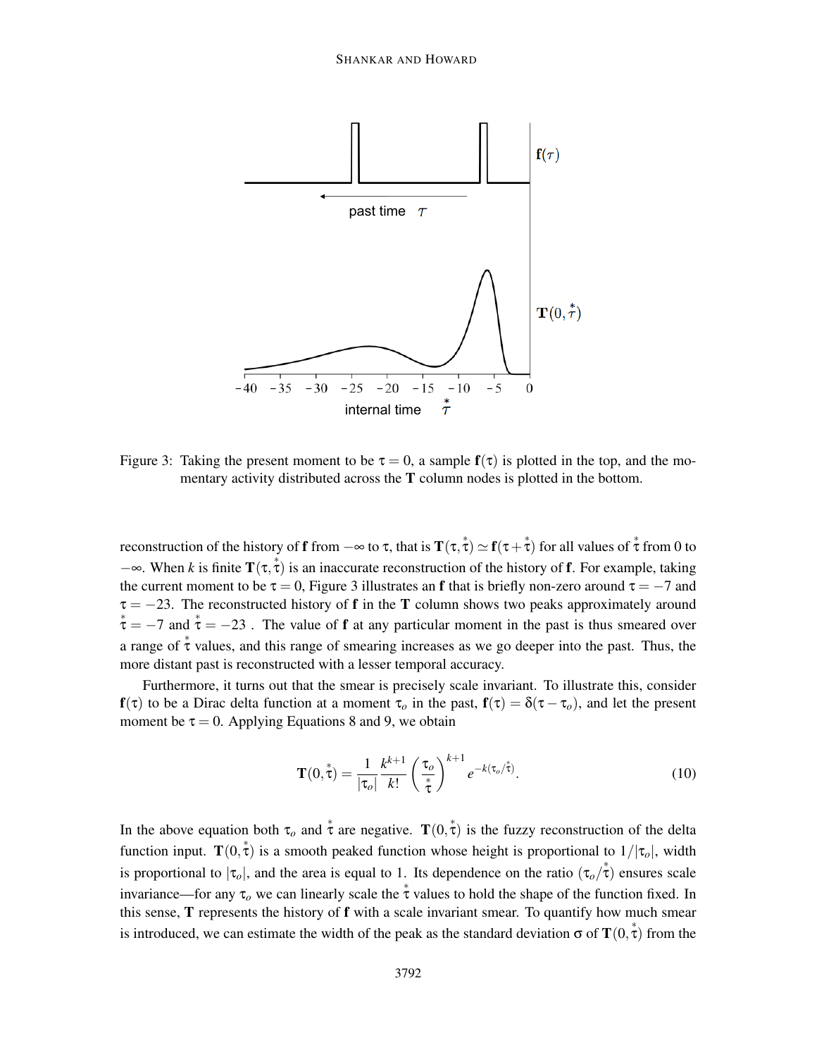Figure 3: Taking the present moment to be $\tau = 0$, a sample $\mathbf{f}(\tau)$ is plotted in the top, and the momentary activity distributed across the $\mathbf{T}$ column nodes is plotted in the bottom.

reconstruction of the history of $\mathbf{f}$ from $-\infty$ to $\tau$, that is $\mathbf{T}(\tau, \overset{*}{\tau}) \simeq \mathbf{f}(\tau + \overset{*}{\tau})$ for all values of $\overset{*}{\tau}$ from 0 to $-\infty$. When $k$ is finite $\mathbf{T}(\tau, \overset{*}{\tau})$ is an inaccurate reconstruction of the history of $\mathbf{f}$. For example, taking the current moment to be $\tau = 0$, Figure 3 illustrates an $\mathbf{f}$ that is briefly non-zero around $\tau = -7$ and $\tau = -23$. The reconstructed history of $\mathbf{f}$ in the $\mathbf{T}$ column shows two peaks approximately around $\overset{*}{\tau} = -7$ and $\overset{*}{\tau} = -23$ . The value of $\mathbf{f}$ at any particular moment in the past is thus smeared over a range of $\overset{*}{\tau}$ values, and this range of smearing increases as we go deeper into the past. Thus, the more distant past is reconstructed with a lesser temporal accuracy.

Furthermore, it turns out that the smear is precisely scale invariant. To illustrate this, consider $\mathbf{f}(\tau)$ to be a Dirac delta function at a moment $\tau_o$ in the past, $\mathbf{f}(\tau) = \delta(\tau - \tau_o)$, and let the present moment be $\tau = 0$. Applying Equations 8 and 9, we obtain

$$\mathbf{T}(0, \overset{*}{\tau}) = \frac{1}{|\tau_o|} \frac{k^{k+1}}{k!} \left( \frac{\tau_o}{\overset{*}{\tau}} \right)^{k+1} e^{-k(\tau_o/\overset{*}{\tau})}. \tag{10}$$

In the above equation both $\tau_o$ and $\overset{*}{\tau}$ are negative. $\mathbf{T}(0, \overset{*}{\tau})$ is the fuzzy reconstruction of the delta function input. $\mathbf{T}(0, \overset{*}{\tau})$ is a smooth peaked function whose height is proportional to $1/|\tau_o|$, width is proportional to $|\tau_o|$, and the area is equal to 1. Its dependence on the ratio $(\tau_o/\overset{*}{\tau})$ ensures scale invariance—for any $\tau_o$ we can linearly scale the $\overset{*}{\tau}$ values to hold the shape of the function fixed. In this sense, $\mathbf{T}$ represents the history of $\mathbf{f}$ with a scale invariant smear. To quantify how much smear is introduced, we can estimate the width of the peak as the standard deviation $\sigma$ of $\mathbf{T}(0, \overset{*}{\tau})$ from the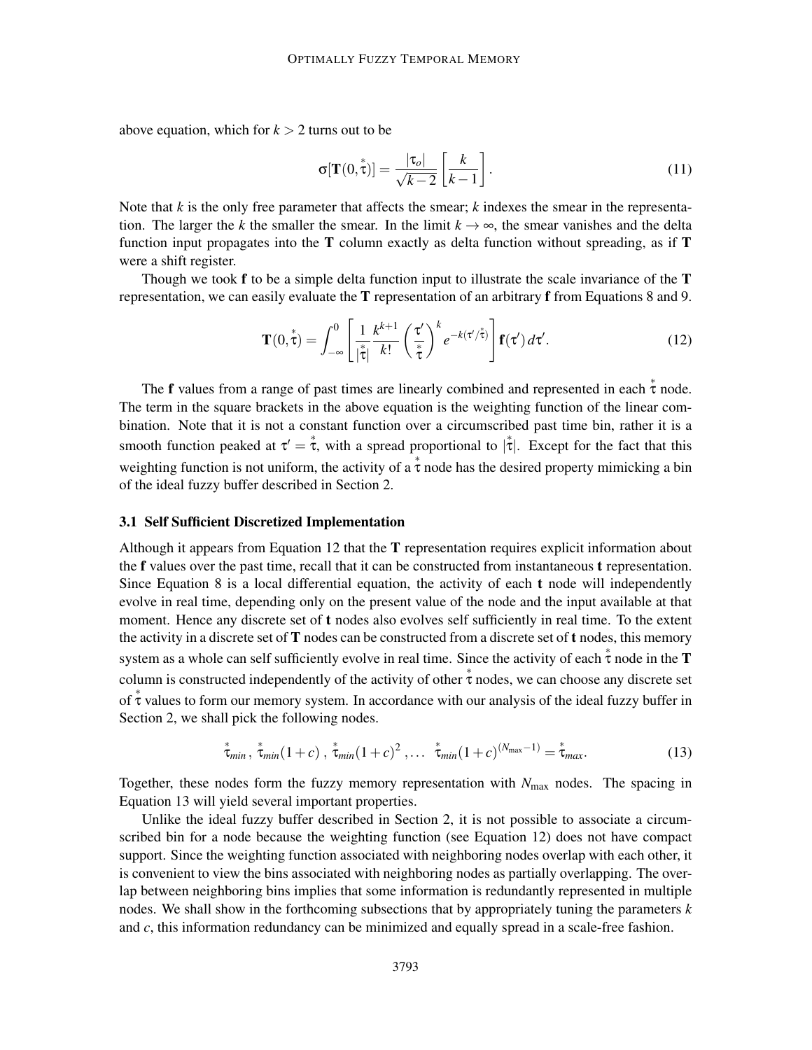above equation, which for $k > 2$ turns out to be

$$\sigma[\mathbf{T}(0,\overset{*}{\tau})] = \frac{|\tau_o|}{\sqrt{k-2}}\left[\frac{k}{k-1}\right]. \tag{11}$$

Note that $k$ is the only free parameter that affects the smear; $k$ indexes the smear in the representation. The larger the $k$ the smaller the smear. In the limit $k \to \infty$, the smear vanishes and the delta function input propagates into the $\mathbf{T}$ column exactly as delta function without spreading, as if $\mathbf{T}$ were a shift register.

Though we took $\mathbf{f}$ to be a simple delta function input to illustrate the scale invariance of the $\mathbf{T}$ representation, we can easily evaluate the $\mathbf{T}$ representation of an arbitrary $\mathbf{f}$ from Equations 8 and 9.

$$\mathbf{T}(0,\overset{*}{\tau}) = \int_{-\infty}^{0}\left[\frac{1}{|\overset{*}{\tau}|}\frac{k^{k+1}}{k!}\left(\frac{\tau'}{\overset{*}{\tau}}\right)^{k} e^{-k(\tau'/\overset{*}{\tau})}\right]\mathbf{f}(\tau')\,d\tau'. \tag{12}$$

The $\mathbf{f}$ values from a range of past times are linearly combined and represented in each $\overset{*}{\tau}$ node. The term in the square brackets in the above equation is the weighting function of the linear combination. Note that it is not a constant function over a circumscribed past time bin, rather it is a smooth function peaked at $\tau' = \overset{*}{\tau}$, with a spread proportional to $|\overset{*}{\tau}|$. Except for the fact that this weighting function is not uniform, the activity of a $\overset{*}{\tau}$ node has the desired property mimicking a bin of the ideal fuzzy buffer described in Section 2.

### 3.1 Self Sufficient Discretized Implementation

Although it appears from Equation 12 that the $\mathbf{T}$ representation requires explicit information about the $\mathbf{f}$ values over the past time, recall that it can be constructed from instantaneous $\mathbf{t}$ representation. Since Equation 8 is a local differential equation, the activity of each $\mathbf{t}$ node will independently evolve in real time, depending only on the present value of the node and the input available at that moment. Hence any discrete set of $\mathbf{t}$ nodes also evolves self sufficiently in real time. To the extent the activity in a discrete set of $\mathbf{T}$ nodes can be constructed from a discrete set of $\mathbf{t}$ nodes, this memory system as a whole can self sufficiently evolve in real time. Since the activity of each $\overset{*}{\tau}$ node in the $\mathbf{T}$ column is constructed independently of the activity of other $\overset{*}{\tau}$ nodes, we can choose any discrete set of $\overset{*}{\tau}$ values to form our memory system. In accordance with our analysis of the ideal fuzzy buffer in Section 2, we shall pick the following nodes.

$$\overset{*}{\tau}_{min}\,,\ \overset{*}{\tau}_{min}(1+c)\,,\ \overset{*}{\tau}_{min}(1+c)^2\,,\ldots\ \ \overset{*}{\tau}_{min}(1+c)^{(N_{\max}-1)} = \overset{*}{\tau}_{max}. \tag{13}$$

Together, these nodes form the fuzzy memory representation with $N_{\max}$ nodes. The spacing in Equation 13 will yield several important properties.

Unlike the ideal fuzzy buffer described in Section 2, it is not possible to associate a circumscribed bin for a node because the weighting function (see Equation 12) does not have compact support. Since the weighting function associated with neighboring nodes overlap with each other, it is convenient to view the bins associated with neighboring nodes as partially overlapping. The overlap between neighboring bins implies that some information is redundantly represented in multiple nodes. We shall show in the forthcoming subsections that by appropriately tuning the parameters $k$ and $c$, this information redundancy can be minimized and equally spread in a scale-free fashion.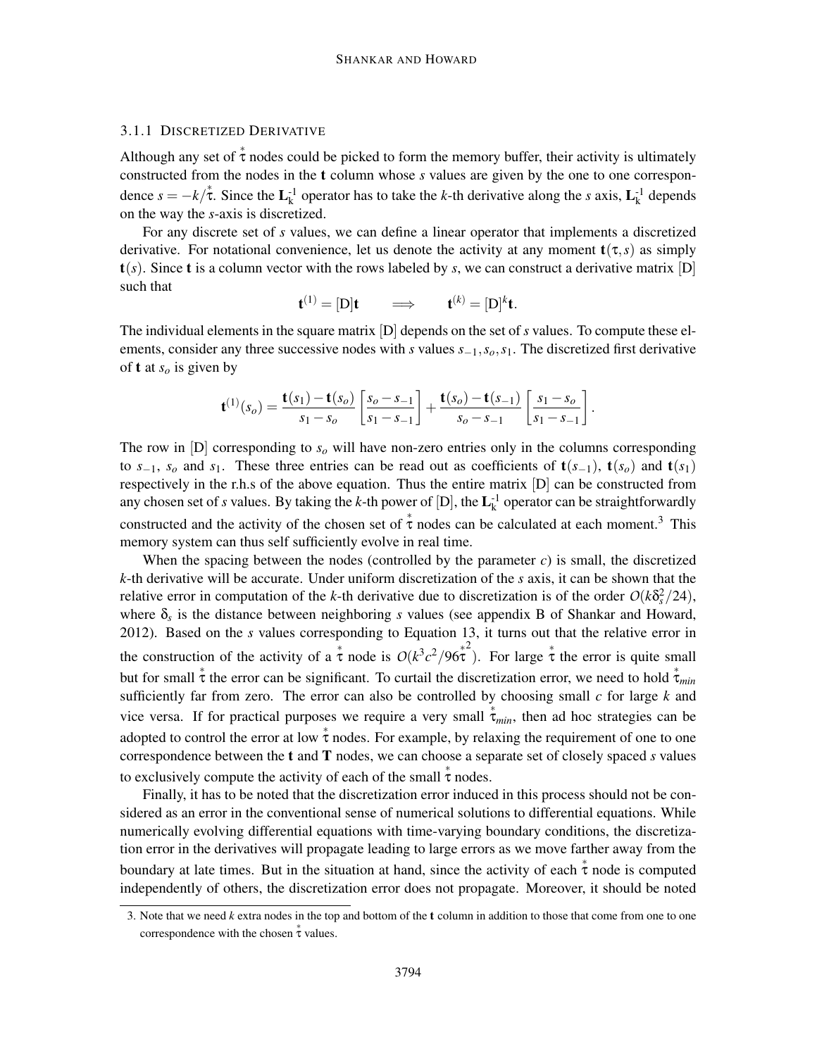### 3.1.1 Discretized Derivative

Although any set of $\overset{*}{\tau}$ nodes could be picked to form the memory buffer, their activity is ultimately constructed from the nodes in the **t** column whose $s$ values are given by the one to one correspondence $s = -k/\overset{*}{\tau}$. Since the $\mathbf{L}_{\mathrm{k}}^{\text{-1}}$ operator has to take the $k$-th derivative along the $s$ axis, $\mathbf{L}_{\mathrm{k}}^{\text{-1}}$ depends on the way the $s$-axis is discretized.

For any discrete set of $s$ values, we can define a linear operator that implements a discretized derivative. For notational convenience, let us denote the activity at any moment $\mathbf{t}(\tau, s)$ as simply $\mathbf{t}(s)$. Since **t** is a column vector with the rows labeled by $s$, we can construct a derivative matrix [D] such that

$$\mathbf{t}^{(1)} = [\mathrm{D}]\mathbf{t} \qquad \Longrightarrow \qquad \mathbf{t}^{(k)} = [\mathrm{D}]^k \mathbf{t}.$$

The individual elements in the square matrix [D] depends on the set of $s$ values. To compute these elements, consider any three successive nodes with $s$ values $s_{-1}, s_o, s_1$. The discretized first derivative of **t** at $s_o$ is given by

$$\mathbf{t}^{(1)}(s_o) = \frac{\mathbf{t}(s_1) - \mathbf{t}(s_o)}{s_1 - s_o}\left[\frac{s_o - s_{-1}}{s_1 - s_{-1}}\right] + \frac{\mathbf{t}(s_o) - \mathbf{t}(s_{-1})}{s_o - s_{-1}}\left[\frac{s_1 - s_o}{s_1 - s_{-1}}\right].$$

The row in [D] corresponding to $s_o$ will have non-zero entries only in the columns corresponding to $s_{-1}$, $s_o$ and $s_1$. These three entries can be read out as coefficients of $\mathbf{t}(s_{-1})$, $\mathbf{t}(s_o)$ and $\mathbf{t}(s_1)$ respectively in the r.h.s of the above equation. Thus the entire matrix [D] can be constructed from any chosen set of $s$ values. By taking the $k$-th power of [D], the $\mathbf{L}_{\mathrm{k}}^{\text{-1}}$ operator can be straightforwardly constructed and the activity of the chosen set of $\overset{*}{\tau}$ nodes can be calculated at each moment.[3] This memory system can thus self sufficiently evolve in real time.

When the spacing between the nodes (controlled by the parameter $c$) is small, the discretized $k$-th derivative will be accurate. Under uniform discretization of the $s$ axis, it can be shown that the relative error in computation of the $k$-th derivative due to discretization is of the order $O(k\delta_s^2/24)$, where $\delta_s$ is the distance between neighboring $s$ values (see appendix B of Shankar and Howard, 2012). Based on the $s$ values corresponding to Equation 13, it turns out that the relative error in the construction of the activity of a $\overset{*}{\tau}$ node is $O(k^3c^2/96\overset{*}{\tau}^2)$. For large $\overset{*}{\tau}$ the error is quite small but for small $\overset{*}{\tau}$ the error can be significant. To curtail the discretization error, we need to hold $\overset{*}{\tau}_{min}$ sufficiently far from zero. The error can also be controlled by choosing small $c$ for large $k$ and vice versa. If for practical purposes we require a very small $\overset{*}{\tau}_{min}$, then ad hoc strategies can be adopted to control the error at low $\overset{*}{\tau}$ nodes. For example, by relaxing the requirement of one to one correspondence between the **t** and **T** nodes, we can choose a separate set of closely spaced $s$ values to exclusively compute the activity of each of the small $\overset{*}{\tau}$ nodes.

Finally, it has to be noted that the discretization error induced in this process should not be considered as an error in the conventional sense of numerical solutions to differential equations. While numerically evolving differential equations with time-varying boundary conditions, the discretization error in the derivatives will propagate leading to large errors as we move farther away from the boundary at late times. But in the situation at hand, since the activity of each $\overset{*}{\tau}$ node is computed independently of others, the discretization error does not propagate. Moreover, it should be noted

3. Note that we need $k$ extra nodes in the top and bottom of the **t** column in addition to those that come from one to one correspondence with the chosen $\overset{*}{\tau}$ values.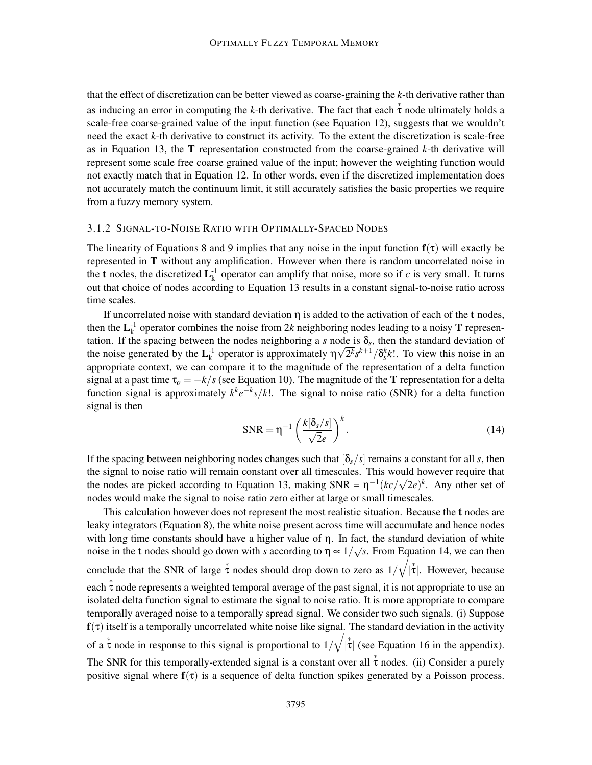that the effect of discretization can be better viewed as coarse-graining the $k$-th derivative rather than as inducing an error in computing the $k$-th derivative. The fact that each $\overset{*}{\tau}$ node ultimately holds a scale-free coarse-grained value of the input function (see Equation 12), suggests that we wouldn't need the exact $k$-th derivative to construct its activity. To the extent the discretization is scale-free as in Equation 13, the $\mathbf{T}$ representation constructed from the coarse-grained $k$-th derivative will represent some scale free coarse grained value of the input; however the weighting function would not exactly match that in Equation 12. In other words, even if the discretized implementation does not accurately match the continuum limit, it still accurately satisfies the basic properties we require from a fuzzy memory system.

### 3.1.2 Signal-to-Noise Ratio with Optimally-Spaced Nodes

The linearity of Equations 8 and 9 implies that any noise in the input function $\mathbf{f}(\tau)$ will exactly be represented in $\mathbf{T}$ without any amplification. However when there is random uncorrelated noise in the $\mathbf{t}$ nodes, the discretized $\mathbf{L}^{-1}_{k}$ operator can amplify that noise, more so if $c$ is very small. It turns out that choice of nodes according to Equation 13 results in a constant signal-to-noise ratio across time scales.

If uncorrelated noise with standard deviation $\eta$ is added to the activation of each of the $\mathbf{t}$ nodes, then the $\mathbf{L}^{-1}_{k}$ operator combines the noise from $2k$ neighboring nodes leading to a noisy $\mathbf{T}$ representation. If the spacing between the nodes neighboring a $s$ node is $\delta_s$, then the standard deviation of the noise generated by the $\mathbf{L}^{-1}_{k}$ operator is approximately $\eta\sqrt{2^k}s^{k+1}/\delta_s^k k!$. To view this noise in an appropriate context, we can compare it to the magnitude of the representation of a delta function signal at a past time $\tau_o = -k/s$ (see Equation 10). The magnitude of the $\mathbf{T}$ representation for a delta function signal is approximately $k^k e^{-k} s/k!$. The signal to noise ratio (SNR) for a delta function signal is then

$$\text{SNR} = \eta^{-1}\left(\frac{k[\delta_s/s]}{\sqrt{2}e}\right)^k. \tag{14}$$

If the spacing between neighboring nodes changes such that $[\delta_s/s]$ remains a constant for all $s$, then the signal to noise ratio will remain constant over all timescales. This would however require that the nodes are picked according to Equation 13, making SNR = $\eta^{-1}(kc/\sqrt{2}e)^k$. Any other set of nodes would make the signal to noise ratio zero either at large or small timescales.

This calculation however does not represent the most realistic situation. Because the $\mathbf{t}$ nodes are leaky integrators (Equation 8), the white noise present across time will accumulate and hence nodes with long time constants should have a higher value of $\eta$. In fact, the standard deviation of white noise in the $\mathbf{t}$ nodes should go down with $s$ according to $\eta \propto 1/\sqrt{s}$. From Equation 14, we can then conclude that the SNR of large $\overset{*}{\tau}$ nodes should drop down to zero as $1/\sqrt{|\overset{*}{\tau}|}$. However, because each $\overset{*}{\tau}$ node represents a weighted temporal average of the past signal, it is not appropriate to use an isolated delta function signal to estimate the signal to noise ratio. It is more appropriate to compare temporally averaged noise to a temporally spread signal. We consider two such signals. (i) Suppose $\mathbf{f}(\tau)$ itself is a temporally uncorrelated white noise like signal. The standard deviation in the activity of a $\overset{*}{\tau}$ node in response to this signal is proportional to $1/\sqrt{|\overset{*}{\tau}|}$ (see Equation 16 in the appendix). The SNR for this temporally-extended signal is a constant over all $\overset{*}{\tau}$ nodes. (ii) Consider a purely positive signal where $\mathbf{f}(\tau)$ is a sequence of delta function spikes generated by a Poisson process.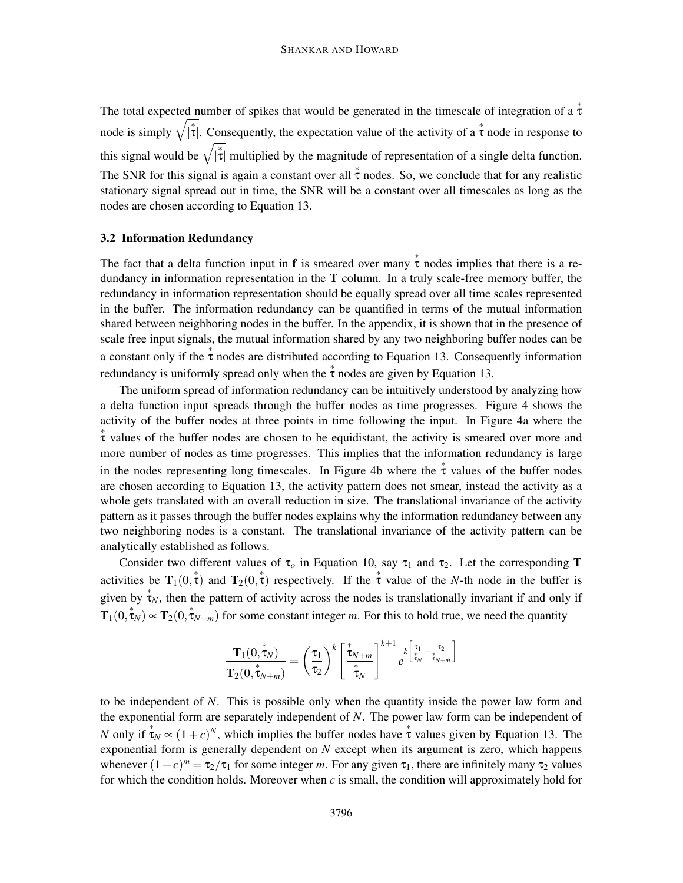The total expected number of spikes that would be generated in the timescale of integration of a $\overset{*}{\tau}$ node is simply $\sqrt{|\overset{*}{\tau}|}$. Consequently, the expectation value of the activity of a $\overset{*}{\tau}$ node in response to this signal would be $\sqrt{|\overset{*}{\tau}|}$ multiplied by the magnitude of representation of a single delta function. The SNR for this signal is again a constant over all $\overset{*}{\tau}$ nodes. So, we conclude that for any realistic stationary signal spread out in time, the SNR will be a constant over all timescales as long as the nodes are chosen according to Equation 13.

### 3.2 Information Redundancy

The fact that a delta function input in $\mathbf{f}$ is smeared over many $\overset{*}{\tau}$ nodes implies that there is a redundancy in information representation in the $\mathbf{T}$ column. In a truly scale-free memory buffer, the redundancy in information representation should be equally spread over all time scales represented in the buffer. The information redundancy can be quantified in terms of the mutual information shared between neighboring nodes in the buffer. In the appendix, it is shown that in the presence of scale free input signals, the mutual information shared by any two neighboring buffer nodes can be a constant only if the $\overset{*}{\tau}$ nodes are distributed according to Equation 13. Consequently information redundancy is uniformly spread only when the $\overset{*}{\tau}$ nodes are given by Equation 13.

The uniform spread of information redundancy can be intuitively understood by analyzing how a delta function input spreads through the buffer nodes as time progresses. Figure 4 shows the activity of the buffer nodes at three points in time following the input. In Figure 4a where the $\overset{*}{\tau}$ values of the buffer nodes are chosen to be equidistant, the activity is smeared over more and more number of nodes as time progresses. This implies that the information redundancy is large in the nodes representing long timescales. In Figure 4b where the $\overset{*}{\tau}$ values of the buffer nodes are chosen according to Equation 13, the activity pattern does not smear, instead the activity as a whole gets translated with an overall reduction in size. The translational invariance of the activity pattern as it passes through the buffer nodes explains why the information redundancy between any two neighboring nodes is a constant. The translational invariance of the activity pattern can be analytically established as follows.

Consider two different values of $\tau_o$ in Equation 10, say $\tau_1$ and $\tau_2$. Let the corresponding $\mathbf{T}$ activities be $\mathbf{T}_1(0,\overset{*}{\tau})$ and $\mathbf{T}_2(0,\overset{*}{\tau})$ respectively. If the $\overset{*}{\tau}$ value of the $N$-th node in the buffer is given by $\overset{*}{\tau}_N$, then the pattern of activity across the nodes is translationally invariant if and only if $\mathbf{T}_1(0,\overset{*}{\tau}_N) \propto \mathbf{T}_2(0,\overset{*}{\tau}_{N+m})$ for some constant integer $m$. For this to hold true, we need the quantity

$$\frac{\mathbf{T}_1(0,\overset{*}{\tau}_N)}{\mathbf{T}_2(0,\overset{*}{\tau}_{N+m})} = \left(\frac{\tau_1}{\tau_2}\right)^k \left[\frac{\overset{*}{\tau}_{N+m}}{\overset{*}{\tau}_N}\right]^{k+1} e^{k\left[\frac{\tau_1}{\overset{*}{\tau}_N} - \frac{\tau_2}{\overset{*}{\tau}_{N+m}}\right]}$$

to be independent of $N$. This is possible only when the quantity inside the power law form and the exponential form are separately independent of $N$. The power law form can be independent of $N$ only if $\overset{*}{\tau}_N \propto (1+c)^N$, which implies the buffer nodes have $\overset{*}{\tau}$ values given by Equation 13. The exponential form is generally dependent on $N$ except when its argument is zero, which happens whenever $(1+c)^m = \tau_2/\tau_1$ for some integer $m$. For any given $\tau_1$, there are infinitely many $\tau_2$ values for which the condition holds. Moreover when $c$ is small, the condition will approximately hold for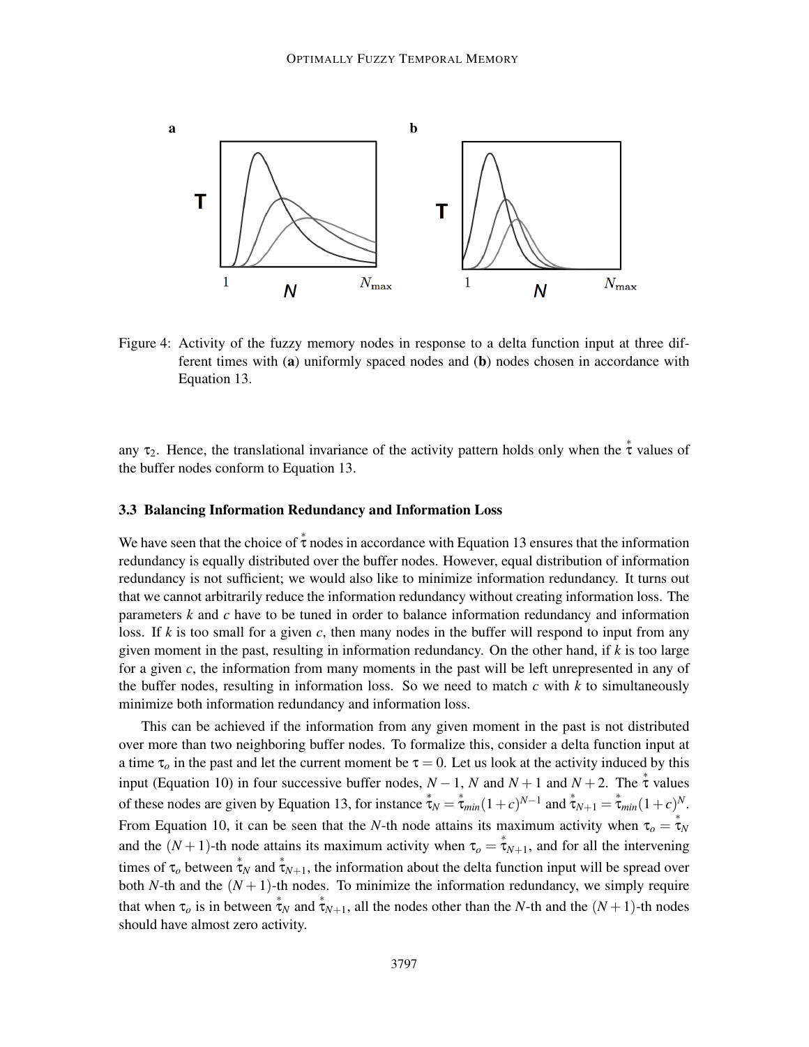Figure 4: Activity of the fuzzy memory nodes in response to a delta function input at three different times with (**a**) uniformly spaced nodes and (**b**) nodes chosen in accordance with Equation 13.

any $\tau_2$. Hence, the translational invariance of the activity pattern holds only when the $\overset{*}{\tau}$ values of the buffer nodes conform to Equation 13.

### 3.3 Balancing Information Redundancy and Information Loss

We have seen that the choice of $\overset{*}{\tau}$ nodes in accordance with Equation 13 ensures that the information redundancy is equally distributed over the buffer nodes. However, equal distribution of information redundancy is not sufficient; we would also like to minimize information redundancy. It turns out that we cannot arbitrarily reduce the information redundancy without creating information loss. The parameters $k$ and $c$ have to be tuned in order to balance information redundancy and information loss. If $k$ is too small for a given $c$, then many nodes in the buffer will respond to input from any given moment in the past, resulting in information redundancy. On the other hand, if $k$ is too large for a given $c$, the information from many moments in the past will be left unrepresented in any of the buffer nodes, resulting in information loss. So we need to match $c$ with $k$ to simultaneously minimize both information redundancy and information loss.

This can be achieved if the information from any given moment in the past is not distributed over more than two neighboring buffer nodes. To formalize this, consider a delta function input at a time $\tau_o$ in the past and let the current moment be $\tau = 0$. Let us look at the activity induced by this input (Equation 10) in four successive buffer nodes, $N-1$, $N$ and $N+1$ and $N+2$. The $\overset{*}{\tau}$ values of these nodes are given by Equation 13, for instance $\overset{*}{\tau}_N = \overset{*}{\tau}_{min}(1+c)^{N-1}$ and $\overset{*}{\tau}_{N+1} = \overset{*}{\tau}_{min}(1+c)^{N}$. From Equation 10, it can be seen that the $N$-th node attains its maximum activity when $\tau_o = \overset{*}{\tau}_N$ and the $(N+1)$-th node attains its maximum activity when $\tau_o = \overset{*}{\tau}_{N+1}$, and for all the intervening times of $\tau_o$ between $\overset{*}{\tau}_N$ and $\overset{*}{\tau}_{N+1}$, the information about the delta function input will be spread over both $N$-th and the $(N+1)$-th nodes. To minimize the information redundancy, we simply require that when $\tau_o$ is in between $\overset{*}{\tau}_N$ and $\overset{*}{\tau}_{N+1}$, all the nodes other than the $N$-th and the $(N+1)$-th nodes should have almost zero activity.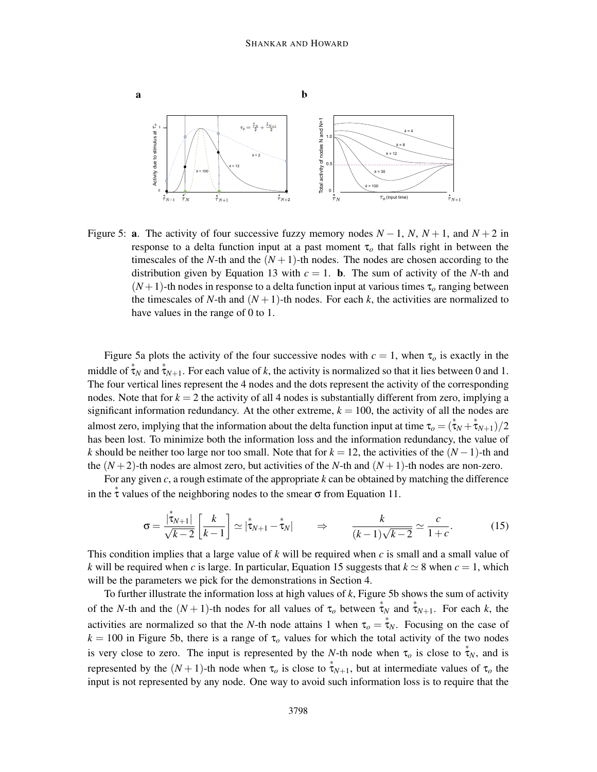Figure 5: **a**. The activity of four successive fuzzy memory nodes $N-1$, $N$, $N+1$, and $N+2$ in response to a delta function input at a past moment $\tau_o$ that falls right in between the timescales of the $N$-th and the $(N+1)$-th nodes. The nodes are chosen according to the distribution given by Equation 13 with $c = 1$. **b**. The sum of activity of the $N$-th and $(N+1)$-th nodes in response to a delta function input at various times $\tau_o$ ranging between the timescales of $N$-th and $(N+1)$-th nodes. For each $k$, the activities are normalized to have values in the range of 0 to 1.

Figure 5a plots the activity of the four successive nodes with $c = 1$, when $\tau_o$ is exactly in the middle of $\overset{*}{\tau}_N$ and $\overset{*}{\tau}_{N+1}$. For each value of $k$, the activity is normalized so that it lies between 0 and 1. The four vertical lines represent the 4 nodes and the dots represent the activity of the corresponding nodes. Note that for $k = 2$ the activity of all 4 nodes is substantially different from zero, implying a significant information redundancy. At the other extreme, $k = 100$, the activity of all the nodes are almost zero, implying that the information about the delta function input at time $\tau_o = (\overset{*}{\tau}_N + \overset{*}{\tau}_{N+1})/2$ has been lost. To minimize both the information loss and the information redundancy, the value of $k$ should be neither too large nor too small. Note that for $k = 12$, the activities of the $(N-1)$-th and the $(N+2)$-th nodes are almost zero, but activities of the $N$-th and $(N+1)$-th nodes are non-zero.

For any given $c$, a rough estimate of the appropriate $k$ can be obtained by matching the difference in the $\overset{*}{\tau}$ values of the neighboring nodes to the smear $\sigma$ from Equation 11.

$$\sigma = \frac{|\overset{*}{\tau}_{N+1}|}{\sqrt{k-2}} \left[\frac{k}{k-1}\right] \simeq |\overset{*}{\tau}_{N+1} - \overset{*}{\tau}_N| \qquad \Rightarrow \qquad \frac{k}{(k-1)\sqrt{k-2}} \simeq \frac{c}{1+c}. \tag{15}$$

This condition implies that a large value of $k$ will be required when $c$ is small and a small value of $k$ will be required when $c$ is large. In particular, Equation 15 suggests that $k \simeq 8$ when $c = 1$, which will be the parameters we pick for the demonstrations in Section 4.

To further illustrate the information loss at high values of $k$, Figure 5b shows the sum of activity of the $N$-th and the $(N+1)$-th nodes for all values of $\tau_o$ between $\overset{*}{\tau}_N$ and $\overset{*}{\tau}_{N+1}$. For each $k$, the activities are normalized so that the $N$-th node attains 1 when $\tau_o = \overset{*}{\tau}_N$. Focusing on the case of $k = 100$ in Figure 5b, there is a range of $\tau_o$ values for which the total activity of the two nodes is very close to zero. The input is represented by the $N$-th node when $\tau_o$ is close to $\overset{*}{\tau}_N$, and is represented by the $(N+1)$-th node when $\tau_o$ is close to $\overset{*}{\tau}_{N+1}$, but at intermediate values of $\tau_o$ the input is not represented by any node. One way to avoid such information loss is to require that the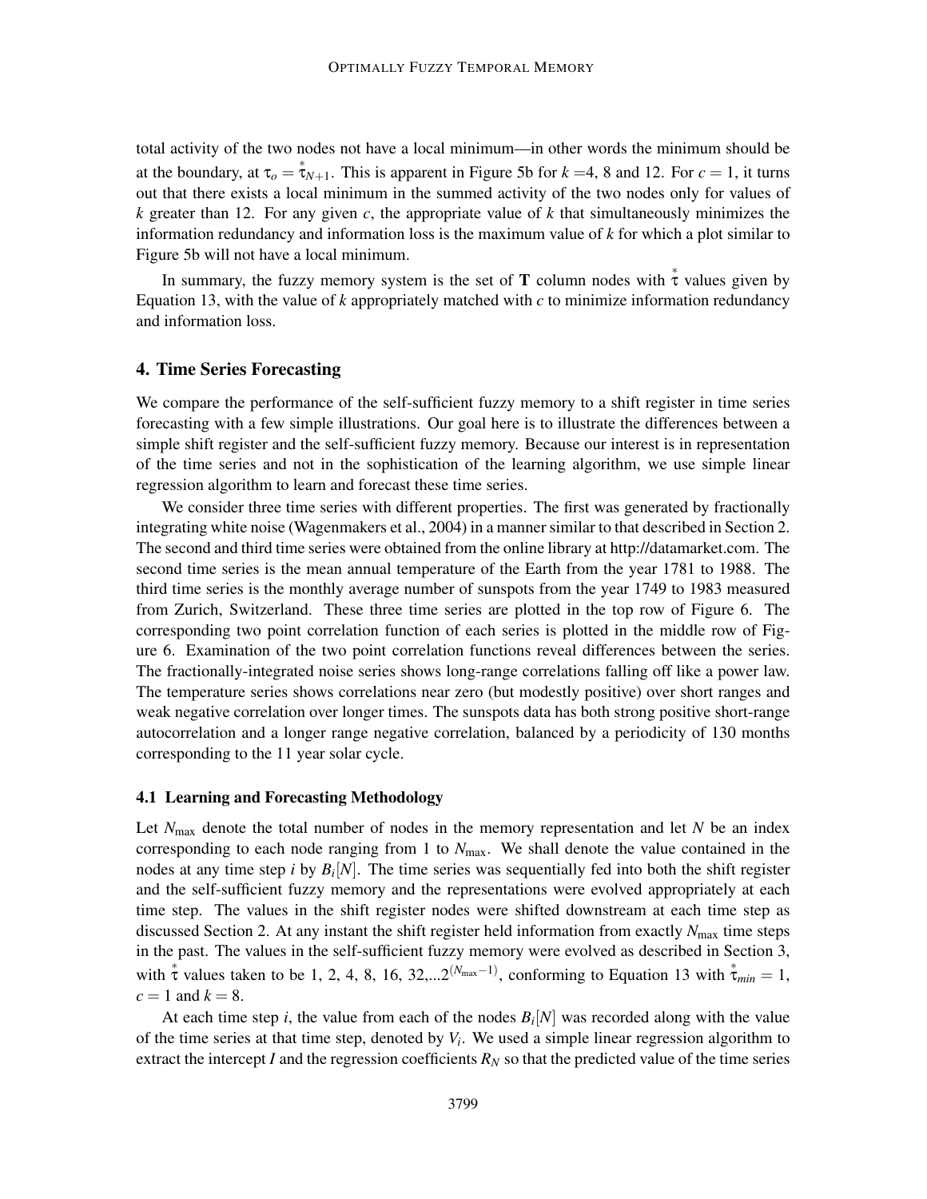total activity of the two nodes not have a local minimum—in other words the minimum should be at the boundary, at $\tau_o = \overset{*}{\tau}_{N+1}$. This is apparent in Figure 5b for $k$ =4, 8 and 12. For $c = 1$, it turns out that there exists a local minimum in the summed activity of the two nodes only for values of $k$ greater than 12. For any given $c$, the appropriate value of $k$ that simultaneously minimizes the information redundancy and information loss is the maximum value of $k$ for which a plot similar to Figure 5b will not have a local minimum.

In summary, the fuzzy memory system is the set of $\mathbf{T}$ column nodes with $\overset{*}{\tau}$ values given by Equation 13, with the value of $k$ appropriately matched with $c$ to minimize information redundancy and information loss.

## 4. Time Series Forecasting

We compare the performance of the self-sufficient fuzzy memory to a shift register in time series forecasting with a few simple illustrations. Our goal here is to illustrate the differences between a simple shift register and the self-sufficient fuzzy memory. Because our interest is in representation of the time series and not in the sophistication of the learning algorithm, we use simple linear regression algorithm to learn and forecast these time series.

We consider three time series with different properties. The first was generated by fractionally integrating white noise (Wagenmakers et al., 2004) in a manner similar to that described in Section 2. The second and third time series were obtained from the online library at http://datamarket.com. The second time series is the mean annual temperature of the Earth from the year 1781 to 1988. The third time series is the monthly average number of sunspots from the year 1749 to 1983 measured from Zurich, Switzerland. These three time series are plotted in the top row of Figure 6. The corresponding two point correlation function of each series is plotted in the middle row of Figure 6. Examination of the two point correlation functions reveal differences between the series. The fractionally-integrated noise series shows long-range correlations falling off like a power law. The temperature series shows correlations near zero (but modestly positive) over short ranges and weak negative correlation over longer times. The sunspots data has both strong positive short-range autocorrelation and a longer range negative correlation, balanced by a periodicity of 130 months corresponding to the 11 year solar cycle.

### 4.1 Learning and Forecasting Methodology

Let $N_{\max}$ denote the total number of nodes in the memory representation and let $N$ be an index corresponding to each node ranging from 1 to $N_{\max}$. We shall denote the value contained in the nodes at any time step $i$ by $B_i[N]$. The time series was sequentially fed into both the shift register and the self-sufficient fuzzy memory and the representations were evolved appropriately at each time step. The values in the shift register nodes were shifted downstream at each time step as discussed Section 2. At any instant the shift register held information from exactly $N_{\max}$ time steps in the past. The values in the self-sufficient fuzzy memory were evolved as described in Section 3, with $\overset{*}{\tau}$ values taken to be 1, 2, 4, 8, 16, 32,...$2^{(N_{\max}-1)}$, conforming to Equation 13 with $\overset{*}{\tau}_{min} = 1$, $c = 1$ and $k = 8$.

At each time step $i$, the value from each of the nodes $B_i[N]$ was recorded along with the value of the time series at that time step, denoted by $V_i$. We used a simple linear regression algorithm to extract the intercept $I$ and the regression coefficients $R_N$ so that the predicted value of the time series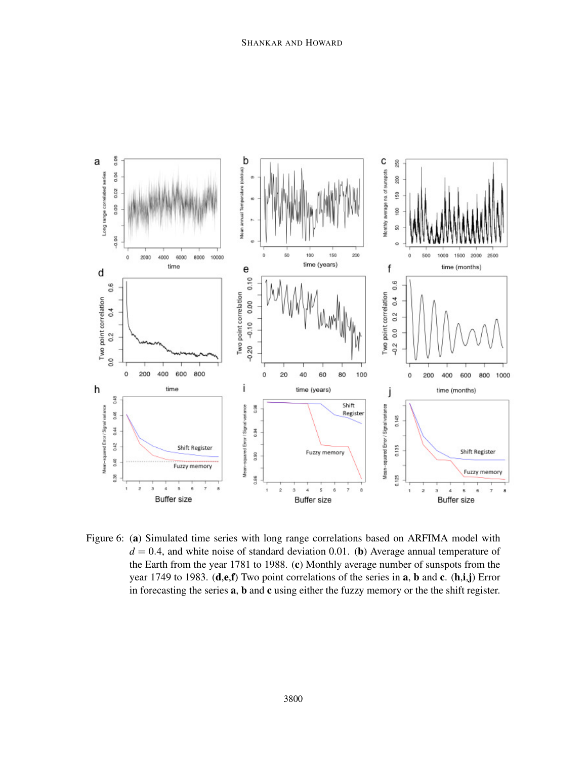Figure 6: (**a**) Simulated time series with long range correlations based on ARFIMA model with $d = 0.4$, and white noise of standard deviation 0.01. (**b**) Average annual temperature of the Earth from the year 1781 to 1988. (**c**) Monthly average number of sunspots from the year 1749 to 1983. (**d**,**e**,**f**) Two point correlations of the series in **a**, **b** and **c**. (**h**,**i**,**j**) Error in forecasting the series **a**, **b** and **c** using either the fuzzy memory or the the shift register.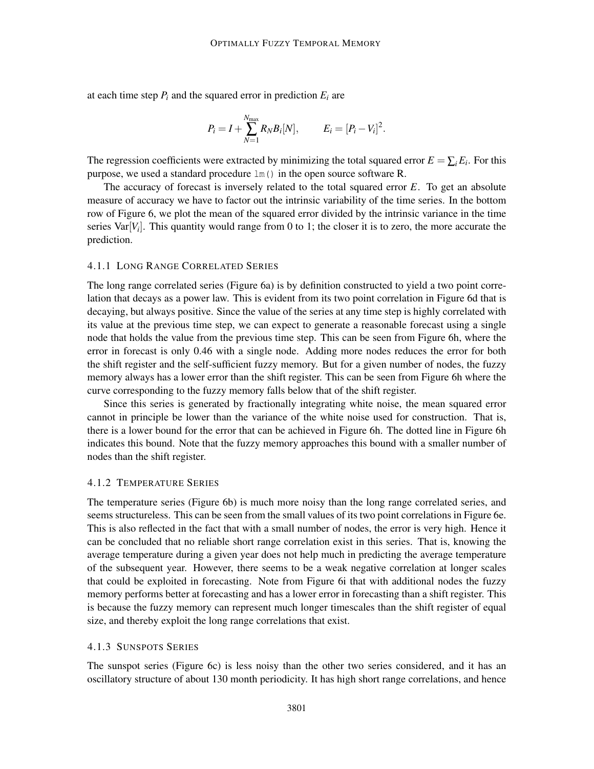at each time step $P_i$ and the squared error in prediction $E_i$ are

$$P_i = I + \sum_{N=1}^{N_{\max}} R_N B_i[N], \qquad E_i = [P_i - V_i]^2.$$

The regression coefficients were extracted by minimizing the total squared error $E = \sum_i E_i$. For this purpose, we used a standard procedure `lm()` in the open source software R.

The accuracy of forecast is inversely related to the total squared error $E$. To get an absolute measure of accuracy we have to factor out the intrinsic variability of the time series. In the bottom row of Figure 6, we plot the mean of the squared error divided by the intrinsic variance in the time series $\mathrm{Var}[V_i]$. This quantity would range from 0 to 1; the closer it is to zero, the more accurate the prediction.

#### 4.1.1 Long Range Correlated Series

The long range correlated series (Figure 6a) is by definition constructed to yield a two point correlation that decays as a power law. This is evident from its two point correlation in Figure 6d that is decaying, but always positive. Since the value of the series at any time step is highly correlated with its value at the previous time step, we can expect to generate a reasonable forecast using a single node that holds the value from the previous time step. This can be seen from Figure 6h, where the error in forecast is only 0.46 with a single node. Adding more nodes reduces the error for both the shift register and the self-sufficient fuzzy memory. But for a given number of nodes, the fuzzy memory always has a lower error than the shift register. This can be seen from Figure 6h where the curve corresponding to the fuzzy memory falls below that of the shift register.

Since this series is generated by fractionally integrating white noise, the mean squared error cannot in principle be lower than the variance of the white noise used for construction. That is, there is a lower bound for the error that can be achieved in Figure 6h. The dotted line in Figure 6h indicates this bound. Note that the fuzzy memory approaches this bound with a smaller number of nodes than the shift register.

#### 4.1.2 Temperature Series

The temperature series (Figure 6b) is much more noisy than the long range correlated series, and seems structureless. This can be seen from the small values of its two point correlations in Figure 6e. This is also reflected in the fact that with a small number of nodes, the error is very high. Hence it can be concluded that no reliable short range correlation exist in this series. That is, knowing the average temperature during a given year does not help much in predicting the average temperature of the subsequent year. However, there seems to be a weak negative correlation at longer scales that could be exploited in forecasting. Note from Figure 6i that with additional nodes the fuzzy memory performs better at forecasting and has a lower error in forecasting than a shift register. This is because the fuzzy memory can represent much longer timescales than the shift register of equal size, and thereby exploit the long range correlations that exist.

#### 4.1.3 Sunspots Series

The sunspot series (Figure 6c) is less noisy than the other two series considered, and it has an oscillatory structure of about 130 month periodicity. It has high short range correlations, and hence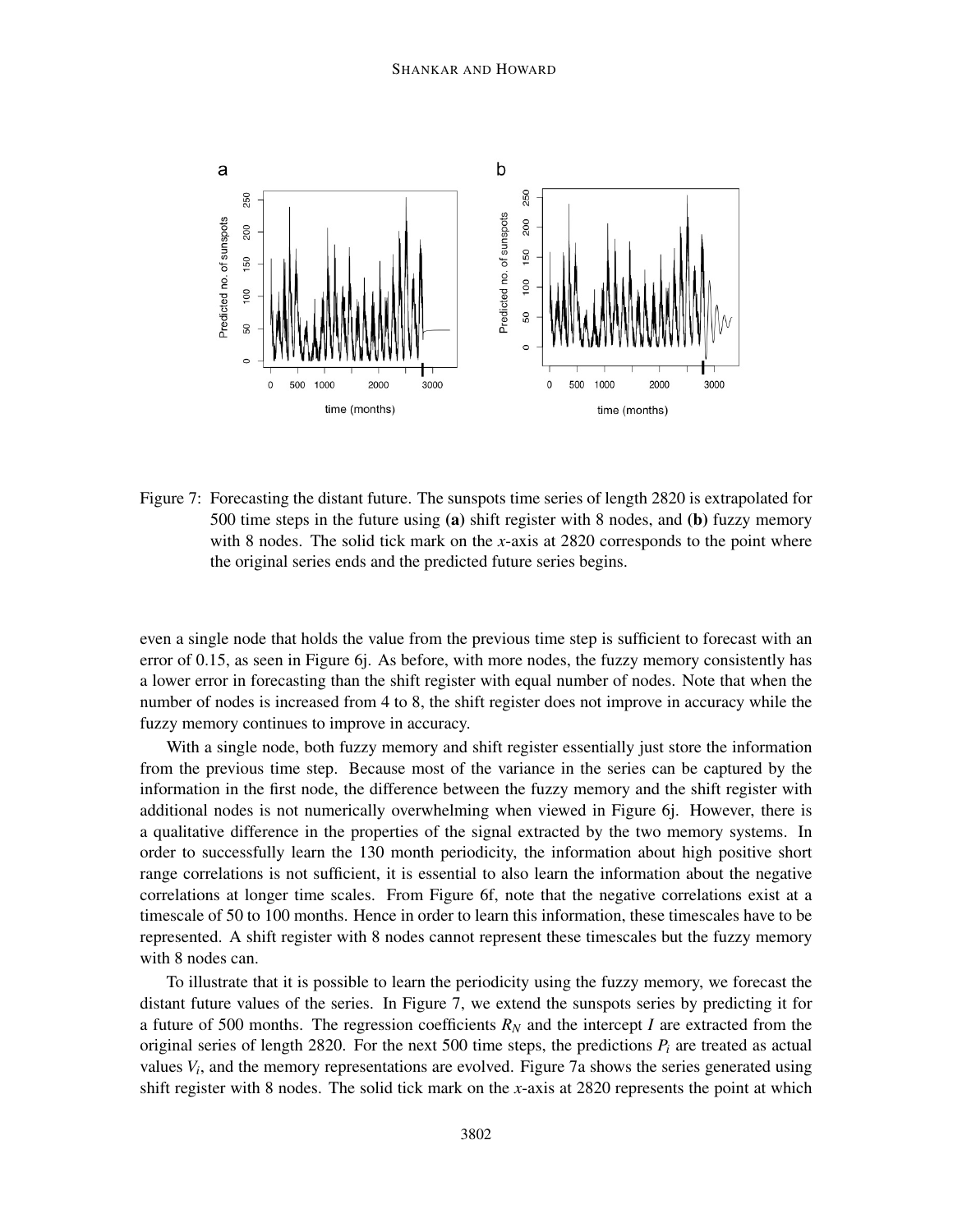Figure 7: Forecasting the distant future. The sunspots time series of length 2820 is extrapolated for 500 time steps in the future using **(a)** shift register with 8 nodes, and **(b)** fuzzy memory with 8 nodes. The solid tick mark on the $x$-axis at 2820 corresponds to the point where the original series ends and the predicted future series begins.

even a single node that holds the value from the previous time step is sufficient to forecast with an error of 0.15, as seen in Figure 6j. As before, with more nodes, the fuzzy memory consistently has a lower error in forecasting than the shift register with equal number of nodes. Note that when the number of nodes is increased from 4 to 8, the shift register does not improve in accuracy while the fuzzy memory continues to improve in accuracy.

With a single node, both fuzzy memory and shift register essentially just store the information from the previous time step. Because most of the variance in the series can be captured by the information in the first node, the difference between the fuzzy memory and the shift register with additional nodes is not numerically overwhelming when viewed in Figure 6j. However, there is a qualitative difference in the properties of the signal extracted by the two memory systems. In order to successfully learn the 130 month periodicity, the information about high positive short range correlations is not sufficient, it is essential to also learn the information about the negative correlations at longer time scales. From Figure 6f, note that the negative correlations exist at a timescale of 50 to 100 months. Hence in order to learn this information, these timescales have to be represented. A shift register with 8 nodes cannot represent these timescales but the fuzzy memory with 8 nodes can.

To illustrate that it is possible to learn the periodicity using the fuzzy memory, we forecast the distant future values of the series. In Figure 7, we extend the sunspots series by predicting it for a future of 500 months. The regression coefficients $R_N$ and the intercept $I$ are extracted from the original series of length 2820. For the next 500 time steps, the predictions $P_i$ are treated as actual values $V_i$, and the memory representations are evolved. Figure 7a shows the series generated using shift register with 8 nodes. The solid tick mark on the $x$-axis at 2820 represents the point at which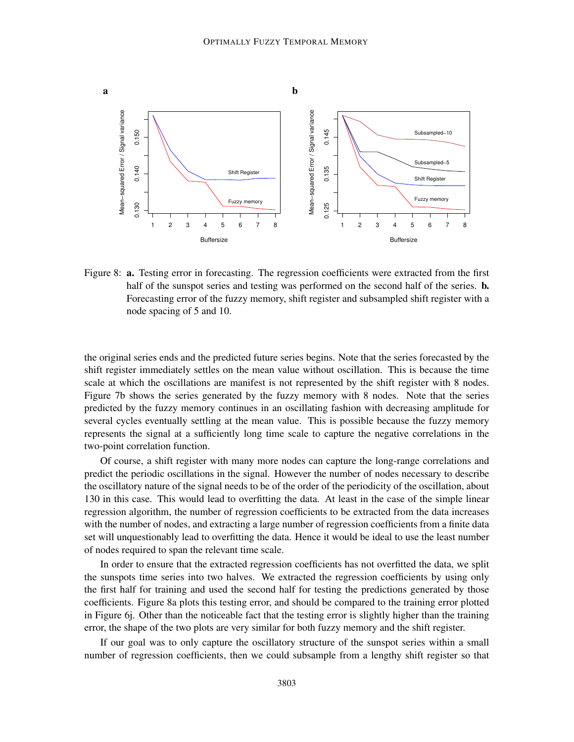Figure 8: **a.** Testing error in forecasting. The regression coefficients were extracted from the first half of the sunspot series and testing was performed on the second half of the series. **b.** Forecasting error of the fuzzy memory, shift register and subsampled shift register with a node spacing of 5 and 10.

the original series ends and the predicted future series begins. Note that the series forecasted by the shift register immediately settles on the mean value without oscillation. This is because the time scale at which the oscillations are manifest is not represented by the shift register with 8 nodes. Figure 7b shows the series generated by the fuzzy memory with 8 nodes. Note that the series predicted by the fuzzy memory continues in an oscillating fashion with decreasing amplitude for several cycles eventually settling at the mean value. This is possible because the fuzzy memory represents the signal at a sufficiently long time scale to capture the negative correlations in the two-point correlation function.

Of course, a shift register with many more nodes can capture the long-range correlations and predict the periodic oscillations in the signal. However the number of nodes necessary to describe the oscillatory nature of the signal needs to be of the order of the periodicity of the oscillation, about 130 in this case. This would lead to overfitting the data. At least in the case of the simple linear regression algorithm, the number of regression coefficients to be extracted from the data increases with the number of nodes, and extracting a large number of regression coefficients from a finite data set will unquestionably lead to overfitting the data. Hence it would be ideal to use the least number of nodes required to span the relevant time scale.

In order to ensure that the extracted regression coefficients has not overfitted the data, we split the sunspots time series into two halves. We extracted the regression coefficients by using only the first half for training and used the second half for testing the predictions generated by those coefficients. Figure 8a plots this testing error, and should be compared to the training error plotted in Figure 6j. Other than the noticeable fact that the testing error is slightly higher than the training error, the shape of the two plots are very similar for both fuzzy memory and the shift register.

If our goal was to only capture the oscillatory structure of the sunspot series within a small number of regression coefficients, then we could subsample from a lengthy shift register so that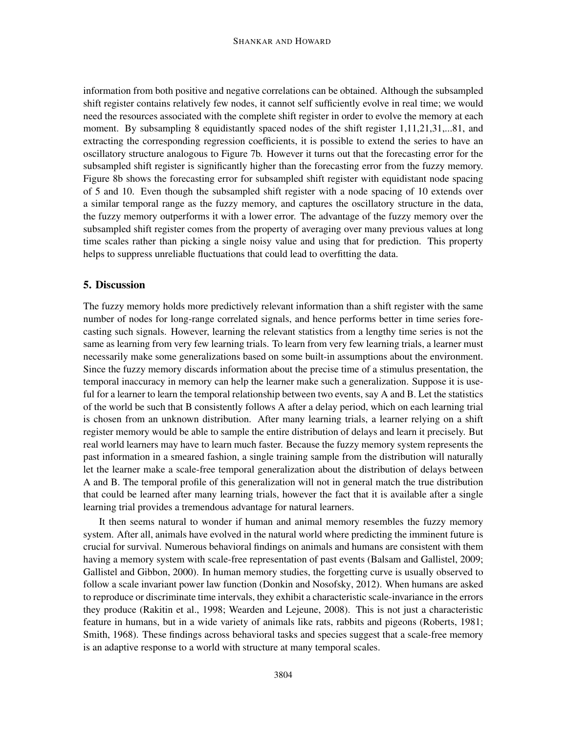information from both positive and negative correlations can be obtained. Although the subsampled shift register contains relatively few nodes, it cannot self sufficiently evolve in real time; we would need the resources associated with the complete shift register in order to evolve the memory at each moment. By subsampling 8 equidistantly spaced nodes of the shift register 1,11,21,31,...81, and extracting the corresponding regression coefficients, it is possible to extend the series to have an oscillatory structure analogous to Figure 7b. However it turns out that the forecasting error for the subsampled shift register is significantly higher than the forecasting error from the fuzzy memory. Figure 8b shows the forecasting error for subsampled shift register with equidistant node spacing of 5 and 10. Even though the subsampled shift register with a node spacing of 10 extends over a similar temporal range as the fuzzy memory, and captures the oscillatory structure in the data, the fuzzy memory outperforms it with a lower error. The advantage of the fuzzy memory over the subsampled shift register comes from the property of averaging over many previous values at long time scales rather than picking a single noisy value and using that for prediction. This property helps to suppress unreliable fluctuations that could lead to overfitting the data.

## 5. Discussion

The fuzzy memory holds more predictively relevant information than a shift register with the same number of nodes for long-range correlated signals, and hence performs better in time series forecasting such signals. However, learning the relevant statistics from a lengthy time series is not the same as learning from very few learning trials. To learn from very few learning trials, a learner must necessarily make some generalizations based on some built-in assumptions about the environment. Since the fuzzy memory discards information about the precise time of a stimulus presentation, the temporal inaccuracy in memory can help the learner make such a generalization. Suppose it is useful for a learner to learn the temporal relationship between two events, say A and B. Let the statistics of the world be such that B consistently follows A after a delay period, which on each learning trial is chosen from an unknown distribution. After many learning trials, a learner relying on a shift register memory would be able to sample the entire distribution of delays and learn it precisely. But real world learners may have to learn much faster. Because the fuzzy memory system represents the past information in a smeared fashion, a single training sample from the distribution will naturally let the learner make a scale-free temporal generalization about the distribution of delays between A and B. The temporal profile of this generalization will not in general match the true distribution that could be learned after many learning trials, however the fact that it is available after a single learning trial provides a tremendous advantage for natural learners.

It then seems natural to wonder if human and animal memory resembles the fuzzy memory system. After all, animals have evolved in the natural world where predicting the imminent future is crucial for survival. Numerous behavioral findings on animals and humans are consistent with them having a memory system with scale-free representation of past events (Balsam and Gallistel, 2009; Gallistel and Gibbon, 2000). In human memory studies, the forgetting curve is usually observed to follow a scale invariant power law function (Donkin and Nosofsky, 2012). When humans are asked to reproduce or discriminate time intervals, they exhibit a characteristic scale-invariance in the errors they produce (Rakitin et al., 1998; Wearden and Lejeune, 2008). This is not just a characteristic feature in humans, but in a wide variety of animals like rats, rabbits and pigeons (Roberts, 1981; Smith, 1968). These findings across behavioral tasks and species suggest that a scale-free memory is an adaptive response to a world with structure at many temporal scales.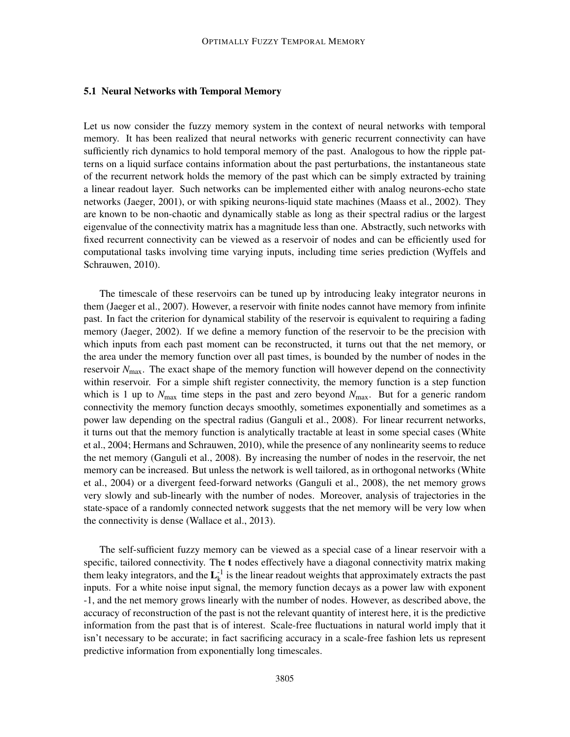### 5.1 Neural Networks with Temporal Memory

Let us now consider the fuzzy memory system in the context of neural networks with temporal memory. It has been realized that neural networks with generic recurrent connectivity can have sufficiently rich dynamics to hold temporal memory of the past. Analogous to how the ripple patterns on a liquid surface contains information about the past perturbations, the instantaneous state of the recurrent network holds the memory of the past which can be simply extracted by training a linear readout layer. Such networks can be implemented either with analog neurons-echo state networks (Jaeger, 2001), or with spiking neurons-liquid state machines (Maass et al., 2002). They are known to be non-chaotic and dynamically stable as long as their spectral radius or the largest eigenvalue of the connectivity matrix has a magnitude less than one. Abstractly, such networks with fixed recurrent connectivity can be viewed as a reservoir of nodes and can be efficiently used for computational tasks involving time varying inputs, including time series prediction (Wyffels and Schrauwen, 2010).

The timescale of these reservoirs can be tuned up by introducing leaky integrator neurons in them (Jaeger et al., 2007). However, a reservoir with finite nodes cannot have memory from infinite past. In fact the criterion for dynamical stability of the reservoir is equivalent to requiring a fading memory (Jaeger, 2002). If we define a memory function of the reservoir to be the precision with which inputs from each past moment can be reconstructed, it turns out that the net memory, or the area under the memory function over all past times, is bounded by the number of nodes in the reservoir $N_{\text{max}}$. The exact shape of the memory function will however depend on the connectivity within reservoir. For a simple shift register connectivity, the memory function is a step function which is 1 up to $N_{\text{max}}$ time steps in the past and zero beyond $N_{\text{max}}$. But for a generic random connectivity the memory function decays smoothly, sometimes exponentially and sometimes as a power law depending on the spectral radius (Ganguli et al., 2008). For linear recurrent networks, it turns out that the memory function is analytically tractable at least in some special cases (White et al., 2004; Hermans and Schrauwen, 2010), while the presence of any nonlinearity seems to reduce the net memory (Ganguli et al., 2008). By increasing the number of nodes in the reservoir, the net memory can be increased. But unless the network is well tailored, as in orthogonal networks (White et al., 2004) or a divergent feed-forward networks (Ganguli et al., 2008), the net memory grows very slowly and sub-linearly with the number of nodes. Moreover, analysis of trajectories in the state-space of a randomly connected network suggests that the net memory will be very low when the connectivity is dense (Wallace et al., 2013).

The self-sufficient fuzzy memory can be viewed as a special case of a linear reservoir with a specific, tailored connectivity. The **t** nodes effectively have a diagonal connectivity matrix making them leaky integrators, and the $\mathbf{L}_{\text{k}}^{-1}$ is the linear readout weights that approximately extracts the past inputs. For a white noise input signal, the memory function decays as a power law with exponent -1, and the net memory grows linearly with the number of nodes. However, as described above, the accuracy of reconstruction of the past is not the relevant quantity of interest here, it is the predictive information from the past that is of interest. Scale-free fluctuations in natural world imply that it isn't necessary to be accurate; in fact sacrificing accuracy in a scale-free fashion lets us represent predictive information from exponentially long timescales.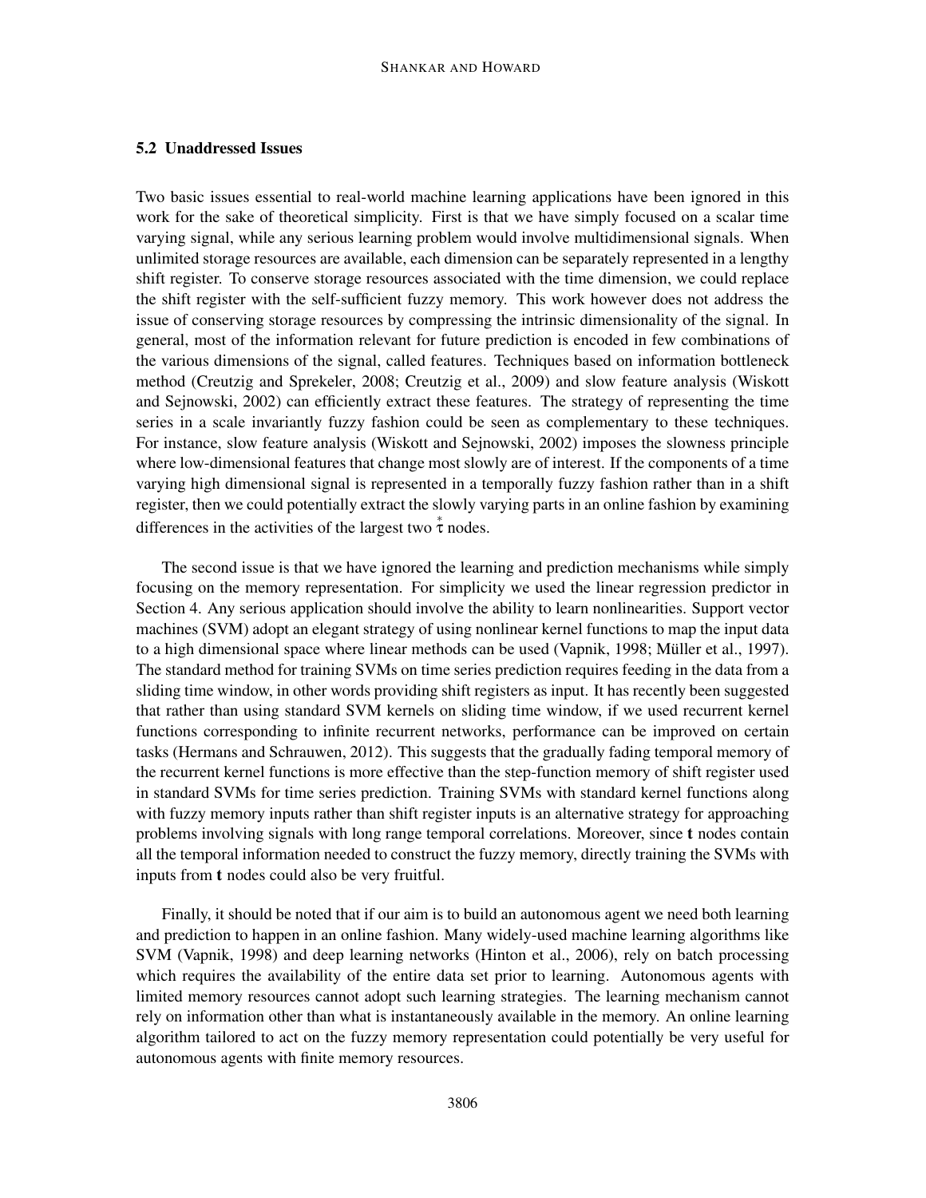### 5.2 Unaddressed Issues

Two basic issues essential to real-world machine learning applications have been ignored in this work for the sake of theoretical simplicity. First is that we have simply focused on a scalar time varying signal, while any serious learning problem would involve multidimensional signals. When unlimited storage resources are available, each dimension can be separately represented in a lengthy shift register. To conserve storage resources associated with the time dimension, we could replace the shift register with the self-sufficient fuzzy memory. This work however does not address the issue of conserving storage resources by compressing the intrinsic dimensionality of the signal. In general, most of the information relevant for future prediction is encoded in few combinations of the various dimensions of the signal, called features. Techniques based on information bottleneck method (Creutzig and Sprekeler, 2008; Creutzig et al., 2009) and slow feature analysis (Wiskott and Sejnowski, 2002) can efficiently extract these features. The strategy of representing the time series in a scale invariantly fuzzy fashion could be seen as complementary to these techniques. For instance, slow feature analysis (Wiskott and Sejnowski, 2002) imposes the slowness principle where low-dimensional features that change most slowly are of interest. If the components of a time varying high dimensional signal is represented in a temporally fuzzy fashion rather than in a shift register, then we could potentially extract the slowly varying parts in an online fashion by examining differences in the activities of the largest two $\overset{*}{\tau}$ nodes.

The second issue is that we have ignored the learning and prediction mechanisms while simply focusing on the memory representation. For simplicity we used the linear regression predictor in Section 4. Any serious application should involve the ability to learn nonlinearities. Support vector machines (SVM) adopt an elegant strategy of using nonlinear kernel functions to map the input data to a high dimensional space where linear methods can be used (Vapnik, 1998; Müller et al., 1997). The standard method for training SVMs on time series prediction requires feeding in the data from a sliding time window, in other words providing shift registers as input. It has recently been suggested that rather than using standard SVM kernels on sliding time window, if we used recurrent kernel functions corresponding to infinite recurrent networks, performance can be improved on certain tasks (Hermans and Schrauwen, 2012). This suggests that the gradually fading temporal memory of the recurrent kernel functions is more effective than the step-function memory of shift register used in standard SVMs for time series prediction. Training SVMs with standard kernel functions along with fuzzy memory inputs rather than shift register inputs is an alternative strategy for approaching problems involving signals with long range temporal correlations. Moreover, since **t** nodes contain all the temporal information needed to construct the fuzzy memory, directly training the SVMs with inputs from **t** nodes could also be very fruitful.

Finally, it should be noted that if our aim is to build an autonomous agent we need both learning and prediction to happen in an online fashion. Many widely-used machine learning algorithms like SVM (Vapnik, 1998) and deep learning networks (Hinton et al., 2006), rely on batch processing which requires the availability of the entire data set prior to learning. Autonomous agents with limited memory resources cannot adopt such learning strategies. The learning mechanism cannot rely on information other than what is instantaneously available in the memory. An online learning algorithm tailored to act on the fuzzy memory representation could potentially be very useful for autonomous agents with finite memory resources.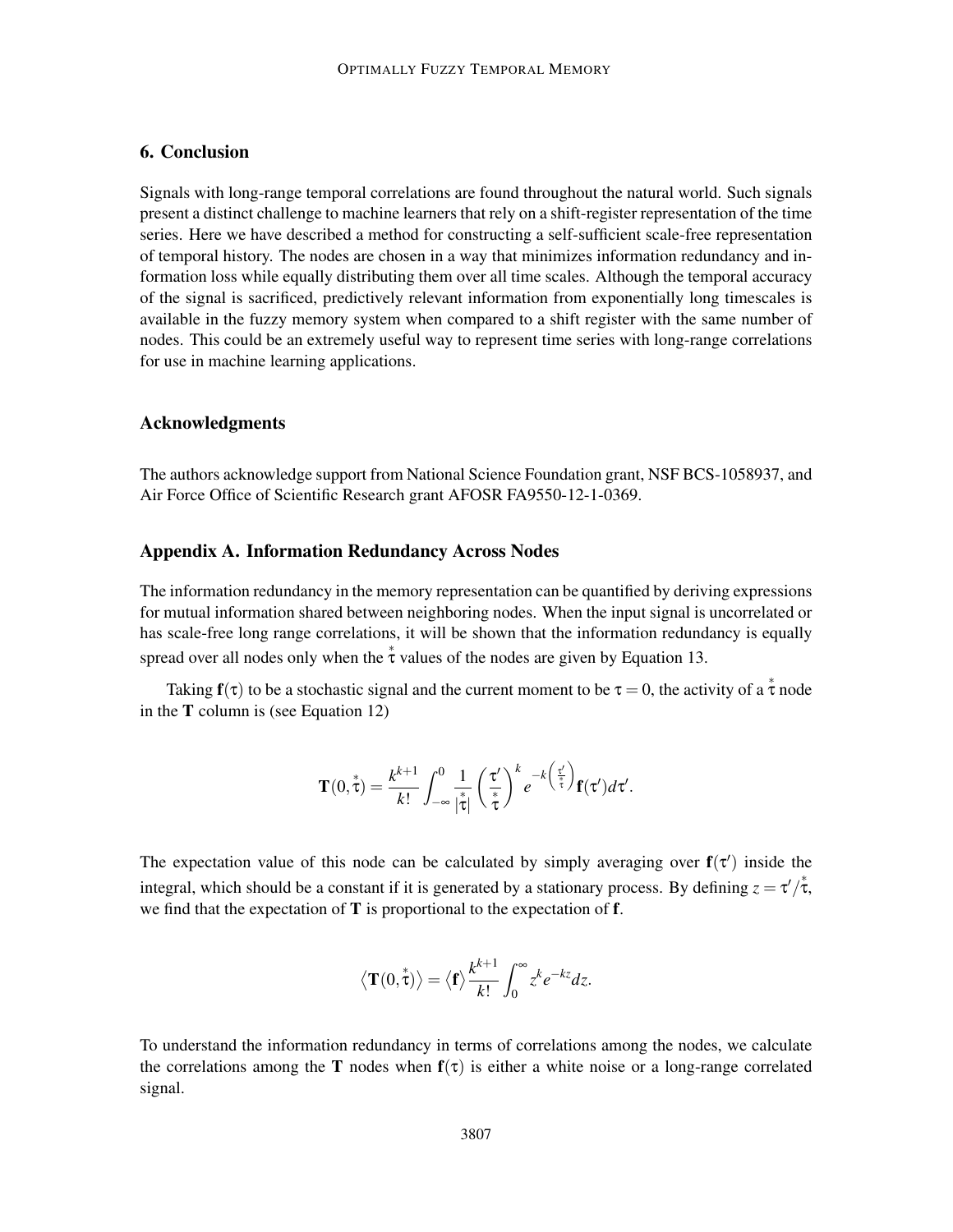## 6. Conclusion

Signals with long-range temporal correlations are found throughout the natural world. Such signals present a distinct challenge to machine learners that rely on a shift-register representation of the time series. Here we have described a method for constructing a self-sufficient scale-free representation of temporal history. The nodes are chosen in a way that minimizes information redundancy and information loss while equally distributing them over all time scales. Although the temporal accuracy of the signal is sacrificed, predictively relevant information from exponentially long timescales is available in the fuzzy memory system when compared to a shift register with the same number of nodes. This could be an extremely useful way to represent time series with long-range correlations for use in machine learning applications.

## Acknowledgments

The authors acknowledge support from National Science Foundation grant, NSF BCS-1058937, and Air Force Office of Scientific Research grant AFOSR FA9550-12-1-0369.

## Appendix A. Information Redundancy Across Nodes

The information redundancy in the memory representation can be quantified by deriving expressions for mutual information shared between neighboring nodes. When the input signal is uncorrelated or has scale-free long range correlations, it will be shown that the information redundancy is equally spread over all nodes only when the $\overset{*}{\tau}$ values of the nodes are given by Equation 13.

Taking $\mathbf{f}(\tau)$ to be a stochastic signal and the current moment to be $\tau = 0$, the activity of a $\overset{*}{\tau}$ node in the $\mathbf{T}$ column is (see Equation 12)

$$\mathbf{T}(0, \overset{*}{\tau}) = \frac{k^{k+1}}{k!} \int_{-\infty}^{0} \frac{1}{|\overset{*}{\tau}|} \left( \frac{\tau'}{\overset{*}{\tau}} \right)^{k} e^{-k\left(\frac{\tau'}{\overset{*}{\tau}}\right)} \mathbf{f}(\tau') d\tau'.$$

The expectation value of this node can be calculated by simply averaging over $\mathbf{f}(\tau')$ inside the integral, which should be a constant if it is generated by a stationary process. By defining $z = \tau' / \overset{*}{\tau}$, we find that the expectation of $\mathbf{T}$ is proportional to the expectation of $\mathbf{f}$.

$$\left\langle \mathbf{T}(0, \overset{*}{\tau}) \right\rangle = \left\langle \mathbf{f} \right\rangle \frac{k^{k+1}}{k!} \int_{0}^{\infty} z^{k} e^{-kz} dz.$$

To understand the information redundancy in terms of correlations among the nodes, we calculate the correlations among the $\mathbf{T}$ nodes when $\mathbf{f}(\tau)$ is either a white noise or a long-range correlated signal.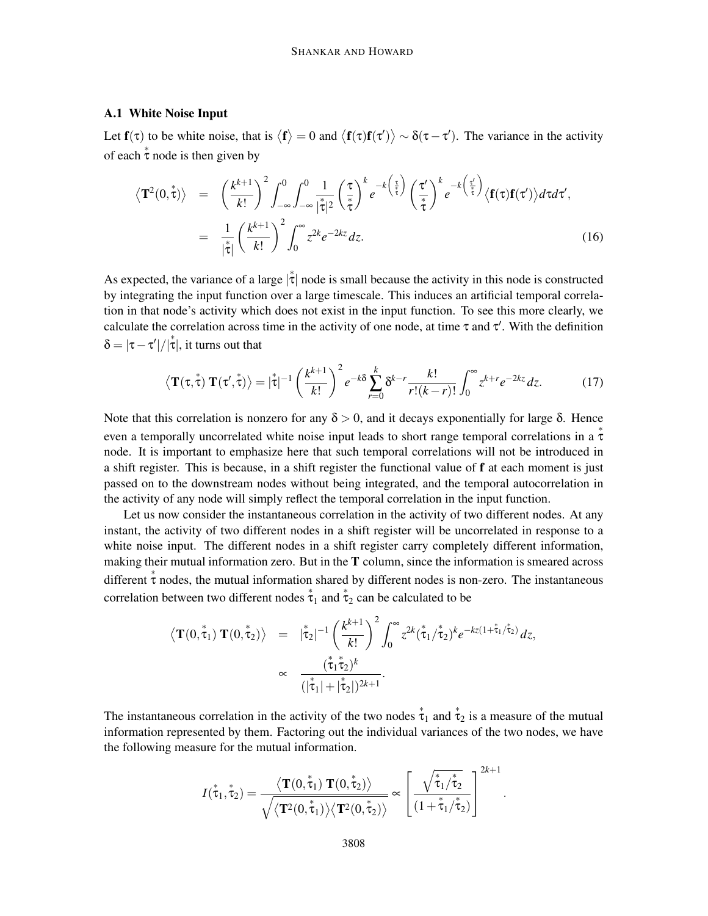### A.1 White Noise Input

Let $\mathbf{f}(\tau)$ to be white noise, that is $\langle \mathbf{f} \rangle = 0$ and $\langle \mathbf{f}(\tau)\mathbf{f}(\tau') \rangle \sim \delta(\tau - \tau')$. The variance in the activity of each $\overset{*}{\tau}$ node is then given by

$$
\begin{aligned}
\langle \mathbf{T}^2(0, \overset{*}{\tau}) \rangle &= \left( \frac{k^{k+1}}{k!} \right)^2 \int_{-\infty}^{0} \int_{-\infty}^{0} \frac{1}{|\overset{*}{\tau}|^2} \left( \frac{\tau}{\overset{*}{\tau}} \right)^k e^{-k\left(\frac{\tau}{\overset{*}{\tau}}\right)} \left( \frac{\tau'}{\overset{*}{\tau}} \right)^k e^{-k\left(\frac{\tau'}{\overset{*}{\tau}}\right)} \langle \mathbf{f}(\tau)\mathbf{f}(\tau') \rangle d\tau d\tau', \\
&= \frac{1}{|\overset{*}{\tau}|} \left( \frac{k^{k+1}}{k!} \right)^2 \int_{0}^{\infty} z^{2k} e^{-2kz} dz. \qquad (16)
\end{aligned}
$$

As expected, the variance of a large $|\overset{*}{\tau}|$ node is small because the activity in this node is constructed by integrating the input function over a large timescale. This induces an artificial temporal correlation in that node's activity which does not exist in the input function. To see this more clearly, we calculate the correlation across time in the activity of one node, at time $\tau$ and $\tau'$. With the definition $\delta = |\tau - \tau'|/|\overset{*}{\tau}|$, it turns out that

$$
\langle \mathbf{T}(\tau, \overset{*}{\tau}) \; \mathbf{T}(\tau', \overset{*}{\tau}) \rangle = |\overset{*}{\tau}|^{-1} \left( \frac{k^{k+1}}{k!} \right)^2 e^{-k\delta} \sum_{r=0}^{k} \delta^{k-r} \frac{k!}{r!(k-r)!} \int_{0}^{\infty} z^{k+r} e^{-2kz} dz. \qquad (17)
$$

Note that this correlation is nonzero for any $\delta > 0$, and it decays exponentially for large $\delta$. Hence even a temporally uncorrelated white noise input leads to short range temporal correlations in a $\overset{*}{\tau}$ node. It is important to emphasize here that such temporal correlations will not be introduced in a shift register. This is because, in a shift register the functional value of $\mathbf{f}$ at each moment is just passed on to the downstream nodes without being integrated, and the temporal autocorrelation in the activity of any node will simply reflect the temporal correlation in the input function.

Let us now consider the instantaneous correlation in the activity of two different nodes. At any instant, the activity of two different nodes in a shift register will be uncorrelated in response to a white noise input. The different nodes in a shift register carry completely different information, making their mutual information zero. But in the $\mathbf{T}$ column, since the information is smeared across different $\overset{*}{\tau}$ nodes, the mutual information shared by different nodes is non-zero. The instantaneous correlation between two different nodes $\overset{*}{\tau}_1$ and $\overset{*}{\tau}_2$ can be calculated to be

$$
\begin{aligned}
\langle \mathbf{T}(0, \overset{*}{\tau}_1) \; \mathbf{T}(0, \overset{*}{\tau}_2) \rangle &= |\overset{*}{\tau}_2|^{-1} \left( \frac{k^{k+1}}{k!} \right)^2 \int_{0}^{\infty} z^{2k} (\overset{*}{\tau}_1/\overset{*}{\tau}_2)^k e^{-kz(1+\overset{*}{\tau}_1/\overset{*}{\tau}_2)} dz, \\
&\propto \frac{(\overset{*}{\tau}_1 \overset{*}{\tau}_2)^k}{(|\overset{*}{\tau}_1| + |\overset{*}{\tau}_2|)^{2k+1}}.
\end{aligned}
$$

The instantaneous correlation in the activity of the two nodes $\overset{*}{\tau}_1$ and $\overset{*}{\tau}_2$ is a measure of the mutual information represented by them. Factoring out the individual variances of the two nodes, we have the following measure for the mutual information.

$$
I(\overset{*}{\tau}_1, \overset{*}{\tau}_2) = \frac{\langle \mathbf{T}(0, \overset{*}{\tau}_1) \; \mathbf{T}(0, \overset{*}{\tau}_2) \rangle}{\sqrt{\langle \mathbf{T}^2(0, \overset{*}{\tau}_1) \rangle \langle \mathbf{T}^2(0, \overset{*}{\tau}_2) \rangle}} \propto \left[ \frac{\sqrt{\overset{*}{\tau}_1/\overset{*}{\tau}_2}}{(1 + \overset{*}{\tau}_1/\overset{*}{\tau}_2)} \right]^{2k+1}.
$$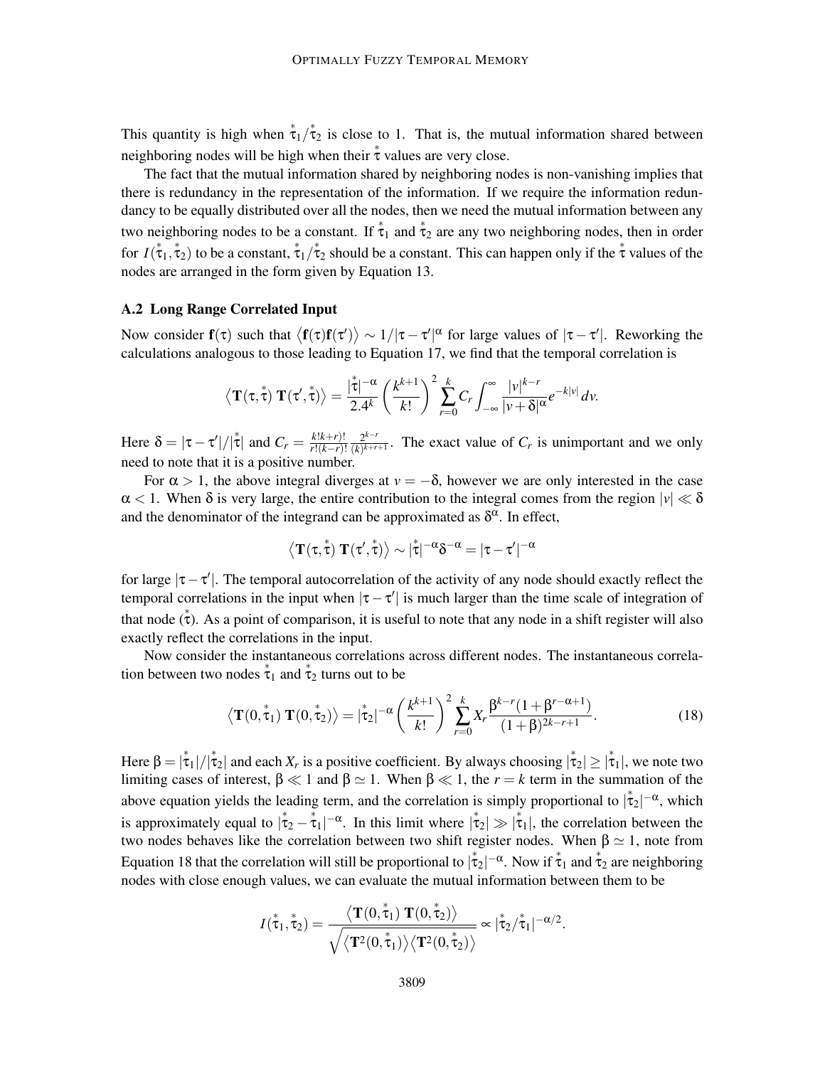This quantity is high when $\overset{*}{\tau}_1/\overset{*}{\tau}_2$ is close to 1. That is, the mutual information shared between neighboring nodes will be high when their $\overset{*}{\tau}$ values are very close.

The fact that the mutual information shared by neighboring nodes is non-vanishing implies that there is redundancy in the representation of the information. If we require the information redundancy to be equally distributed over all the nodes, then we need the mutual information between any two neighboring nodes to be a constant. If $\overset{*}{\tau}_1$ and $\overset{*}{\tau}_2$ are any two neighboring nodes, then in order for $I(\overset{*}{\tau}_1, \overset{*}{\tau}_2)$ to be a constant, $\overset{*}{\tau}_1/\overset{*}{\tau}_2$ should be a constant. This can happen only if the $\overset{*}{\tau}$ values of the nodes are arranged in the form given by Equation 13.

### A.2 Long Range Correlated Input

Now consider $\mathbf{f}(\tau)$ such that $\langle \mathbf{f}(\tau)\mathbf{f}(\tau') \rangle \sim 1/|\tau - \tau'|^{\alpha}$ for large values of $|\tau - \tau'|$. Reworking the calculations analogous to those leading to Equation 17, we find that the temporal correlation is

$$\left\langle \mathbf{T}(\tau, \overset{*}{\tau})\, \mathbf{T}(\tau', \overset{*}{\tau}) \right\rangle = \frac{|\overset{*}{\tau}|^{-\alpha}}{2.4^k} \left( \frac{k^{k+1}}{k!} \right)^2 \sum_{r=0}^{k} C_r \int_{-\infty}^{\infty} \frac{|v|^{k-r}}{|v + \delta|^{\alpha}} e^{-k|v|}\, dv.$$

Here $\delta = |\tau - \tau'|/|\overset{*}{\tau}|$ and $C_r = \frac{k!k+r)!}{r!(k-r)!} \frac{2^{k-r}}{(k)^{k+r+1}}$. The exact value of $C_r$ is unimportant and we only need to note that it is a positive number.

For $\alpha > 1$, the above integral diverges at $v = -\delta$, however we are only interested in the case $\alpha < 1$. When $\delta$ is very large, the entire contribution to the integral comes from the region $|v| \ll \delta$ and the denominator of the integrand can be approximated as $\delta^{\alpha}$. In effect,

$$\left\langle \mathbf{T}(\tau, \overset{*}{\tau})\, \mathbf{T}(\tau', \overset{*}{\tau}) \right\rangle \sim |\overset{*}{\tau}|^{-\alpha} \delta^{-\alpha} = |\tau - \tau'|^{-\alpha}$$

for large $|\tau - \tau'|$. The temporal autocorrelation of the activity of any node should exactly reflect the temporal correlations in the input when $|\tau - \tau'|$ is much larger than the time scale of integration of that node ($\overset{*}{\tau}$). As a point of comparison, it is useful to note that any node in a shift register will also exactly reflect the correlations in the input.

Now consider the instantaneous correlations across different nodes. The instantaneous correlation between two nodes $\overset{*}{\tau}_1$ and $\overset{*}{\tau}_2$ turns out to be

$$\left\langle \mathbf{T}(0, \overset{*}{\tau}_1)\, \mathbf{T}(0, \overset{*}{\tau}_2) \right\rangle = |\overset{*}{\tau}_2|^{-\alpha} \left( \frac{k^{k+1}}{k!} \right)^2 \sum_{r=0}^{k} X_r \frac{\beta^{k-r}(1 + \beta^{r-\alpha+1})}{(1+\beta)^{2k-r+1}}. \tag{18}$$

Here $\beta = |\overset{*}{\tau}_1|/|\overset{*}{\tau}_2|$ and each $X_r$ is a positive coefficient. By always choosing $|\overset{*}{\tau}_2| \geq |\overset{*}{\tau}_1|$, we note two limiting cases of interest, $\beta \ll 1$ and $\beta \simeq 1$. When $\beta \ll 1$, the $r = k$ term in the summation of the above equation yields the leading term, and the correlation is simply proportional to $|\overset{*}{\tau}_2|^{-\alpha}$, which is approximately equal to $|\overset{*}{\tau}_2 - \overset{*}{\tau}_1|^{-\alpha}$. In this limit where $|\overset{*}{\tau}_2| \gg |\overset{*}{\tau}_1|$, the correlation between the two nodes behaves like the correlation between two shift register nodes. When $\beta \simeq 1$, note from Equation 18 that the correlation will still be proportional to $|\overset{*}{\tau}_2|^{-\alpha}$. Now if $\overset{*}{\tau}_1$ and $\overset{*}{\tau}_2$ are neighboring nodes with close enough values, we can evaluate the mutual information between them to be

$$I(\overset{*}{\tau}_1, \overset{*}{\tau}_2) = \frac{\left\langle \mathbf{T}(0, \overset{*}{\tau}_1)\, \mathbf{T}(0, \overset{*}{\tau}_2) \right\rangle}{\sqrt{\left\langle \mathbf{T}^2(0, \overset{*}{\tau}_1) \right\rangle \left\langle \mathbf{T}^2(0, \overset{*}{\tau}_2) \right\rangle}} \propto |\overset{*}{\tau}_2/\overset{*}{\tau}_1|^{-\alpha/2}.$$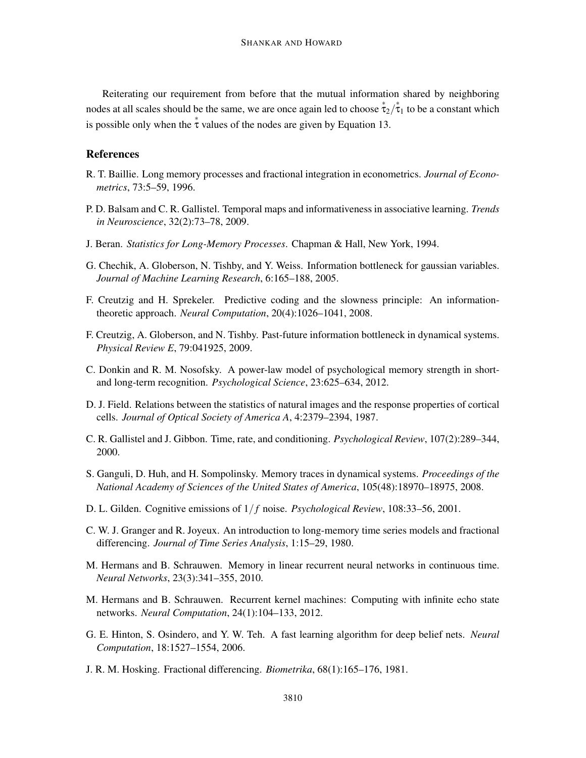Reiterating our requirement from before that the mutual information shared by neighboring nodes at all scales should be the same, we are once again led to choose $\overset{*}{\tau}_2/\overset{*}{\tau}_1$ to be a constant which is possible only when the $\overset{*}{\tau}$ values of the nodes are given by Equation 13.

## References

R. T. Baillie. Long memory processes and fractional integration in econometrics. *Journal of Econometrics*, 73:5–59, 1996.

P. D. Balsam and C. R. Gallistel. Temporal maps and informativeness in associative learning. *Trends in Neuroscience*, 32(2):73–78, 2009.

J. Beran. *Statistics for Long-Memory Processes*. Chapman & Hall, New York, 1994.

G. Chechik, A. Globerson, N. Tishby, and Y. Weiss. Information bottleneck for gaussian variables. *Journal of Machine Learning Research*, 6:165–188, 2005.

F. Creutzig and H. Sprekeler. Predictive coding and the slowness principle: An information-theoretic approach. *Neural Computation*, 20(4):1026–1041, 2008.

F. Creutzig, A. Globerson, and N. Tishby. Past-future information bottleneck in dynamical systems. *Physical Review E*, 79:041925, 2009.

C. Donkin and R. M. Nosofsky. A power-law model of psychological memory strength in short- and long-term recognition. *Psychological Science*, 23:625–634, 2012.

D. J. Field. Relations between the statistics of natural images and the response properties of cortical cells. *Journal of Optical Society of America A*, 4:2379–2394, 1987.

C. R. Gallistel and J. Gibbon. Time, rate, and conditioning. *Psychological Review*, 107(2):289–344, 2000.

S. Ganguli, D. Huh, and H. Sompolinsky. Memory traces in dynamical systems. *Proceedings of the National Academy of Sciences of the United States of America*, 105(48):18970–18975, 2008.

D. L. Gilden. Cognitive emissions of $1/f$ noise. *Psychological Review*, 108:33–56, 2001.

C. W. J. Granger and R. Joyeux. An introduction to long-memory time series models and fractional differencing. *Journal of Time Series Analysis*, 1:15–29, 1980.

M. Hermans and B. Schrauwen. Memory in linear recurrent neural networks in continuous time. *Neural Networks*, 23(3):341–355, 2010.

M. Hermans and B. Schrauwen. Recurrent kernel machines: Computing with infinite echo state networks. *Neural Computation*, 24(1):104–133, 2012.

G. E. Hinton, S. Osindero, and Y. W. Teh. A fast learning algorithm for deep belief nets. *Neural Computation*, 18:1527–1554, 2006.

J. R. M. Hosking. Fractional differencing. *Biometrika*, 68(1):165–176, 1981.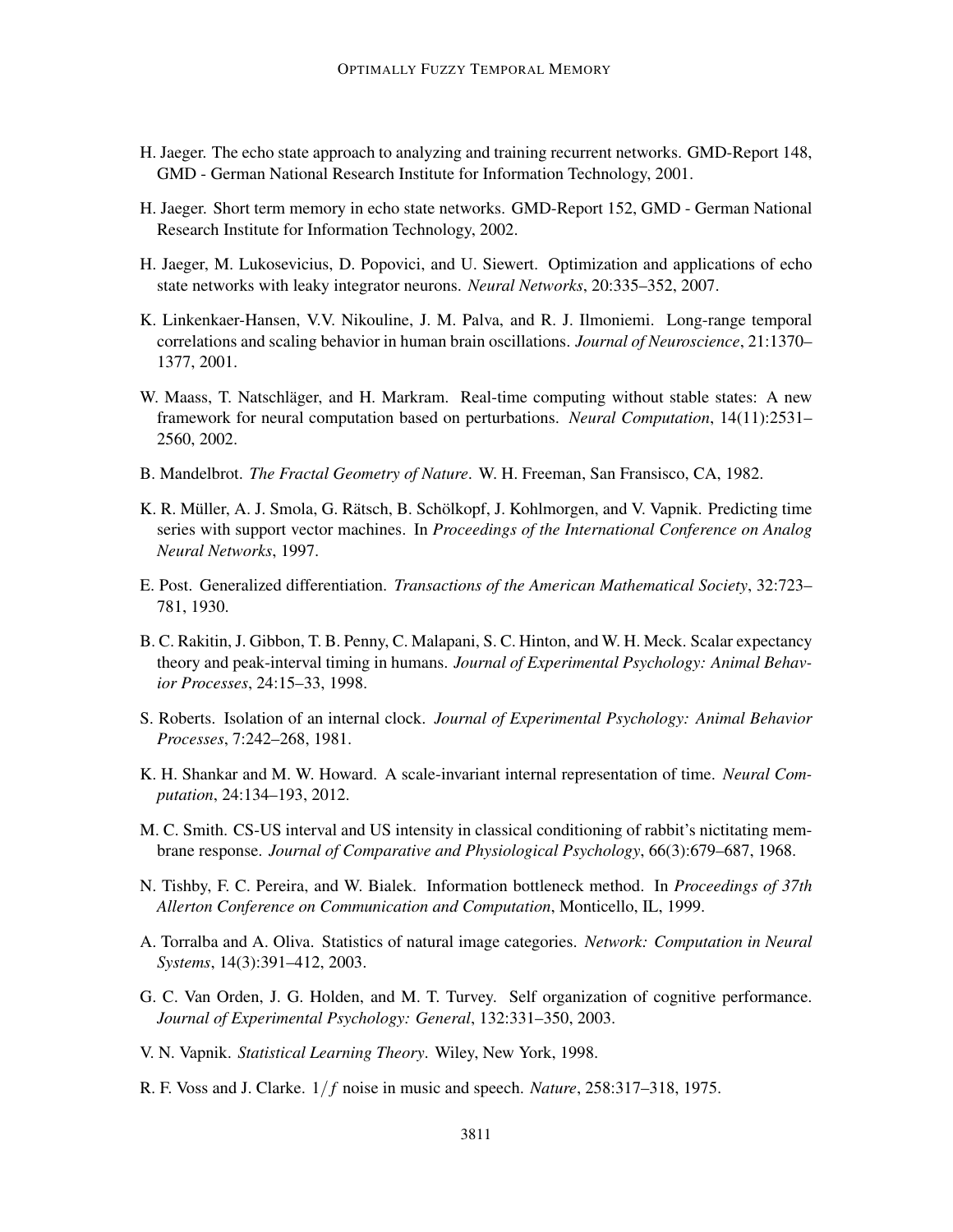H. Jaeger. The echo state approach to analyzing and training recurrent networks. GMD-Report 148, GMD - German National Research Institute for Information Technology, 2001.

H. Jaeger. Short term memory in echo state networks. GMD-Report 152, GMD - German National Research Institute for Information Technology, 2002.

H. Jaeger, M. Lukosevicius, D. Popovici, and U. Siewert. Optimization and applications of echo state networks with leaky integrator neurons. *Neural Networks*, 20:335–352, 2007.

K. Linkenkaer-Hansen, V.V. Nikouline, J. M. Palva, and R. J. Ilmoniemi. Long-range temporal correlations and scaling behavior in human brain oscillations. *Journal of Neuroscience*, 21:1370–1377, 2001.

W. Maass, T. Natschläger, and H. Markram. Real-time computing without stable states: A new framework for neural computation based on perturbations. *Neural Computation*, 14(11):2531–2560, 2002.

B. Mandelbrot. *The Fractal Geometry of Nature*. W. H. Freeman, San Fransisco, CA, 1982.

K. R. Müller, A. J. Smola, G. Rätsch, B. Schölkopf, J. Kohlmorgen, and V. Vapnik. Predicting time series with support vector machines. In *Proceedings of the International Conference on Analog Neural Networks*, 1997.

E. Post. Generalized differentiation. *Transactions of the American Mathematical Society*, 32:723–781, 1930.

B. C. Rakitin, J. Gibbon, T. B. Penny, C. Malapani, S. C. Hinton, and W. H. Meck. Scalar expectancy theory and peak-interval timing in humans. *Journal of Experimental Psychology: Animal Behavior Processes*, 24:15–33, 1998.

S. Roberts. Isolation of an internal clock. *Journal of Experimental Psychology: Animal Behavior Processes*, 7:242–268, 1981.

K. H. Shankar and M. W. Howard. A scale-invariant internal representation of time. *Neural Computation*, 24:134–193, 2012.

M. C. Smith. CS-US interval and US intensity in classical conditioning of rabbit's nictitating membrane response. *Journal of Comparative and Physiological Psychology*, 66(3):679–687, 1968.

N. Tishby, F. C. Pereira, and W. Bialek. Information bottleneck method. In *Proceedings of 37th Allerton Conference on Communication and Computation*, Monticello, IL, 1999.

A. Torralba and A. Oliva. Statistics of natural image categories. *Network: Computation in Neural Systems*, 14(3):391–412, 2003.

G. C. Van Orden, J. G. Holden, and M. T. Turvey. Self organization of cognitive performance. *Journal of Experimental Psychology: General*, 132:331–350, 2003.

V. N. Vapnik. *Statistical Learning Theory*. Wiley, New York, 1998.

R. F. Voss and J. Clarke. $1/f$ noise in music and speech. *Nature*, 258:317–318, 1975.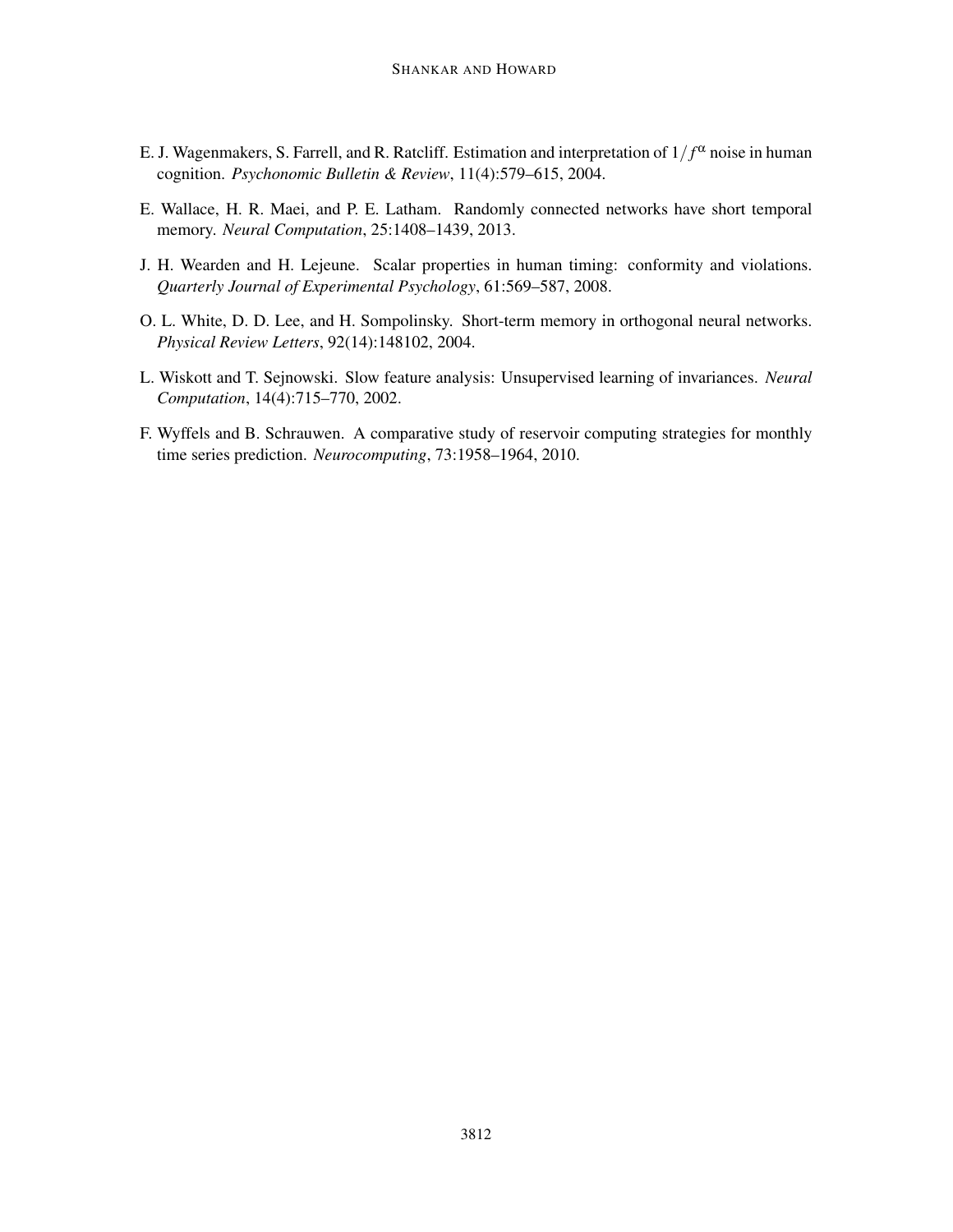E. J. Wagenmakers, S. Farrell, and R. Ratcliff. Estimation and interpretation of $1/f^{\alpha}$ noise in human cognition. *Psychonomic Bulletin & Review*, 11(4):579–615, 2004.

E. Wallace, H. R. Maei, and P. E. Latham. Randomly connected networks have short temporal memory. *Neural Computation*, 25:1408–1439, 2013.

J. H. Wearden and H. Lejeune. Scalar properties in human timing: conformity and violations. *Quarterly Journal of Experimental Psychology*, 61:569–587, 2008.

O. L. White, D. D. Lee, and H. Sompolinsky. Short-term memory in orthogonal neural networks. *Physical Review Letters*, 92(14):148102, 2004.

L. Wiskott and T. Sejnowski. Slow feature analysis: Unsupervised learning of invariances. *Neural Computation*, 14(4):715–770, 2002.

F. Wyffels and B. Schrauwen. A comparative study of reservoir computing strategies for monthly time series prediction. *Neurocomputing*, 73:1958–1964, 2010.